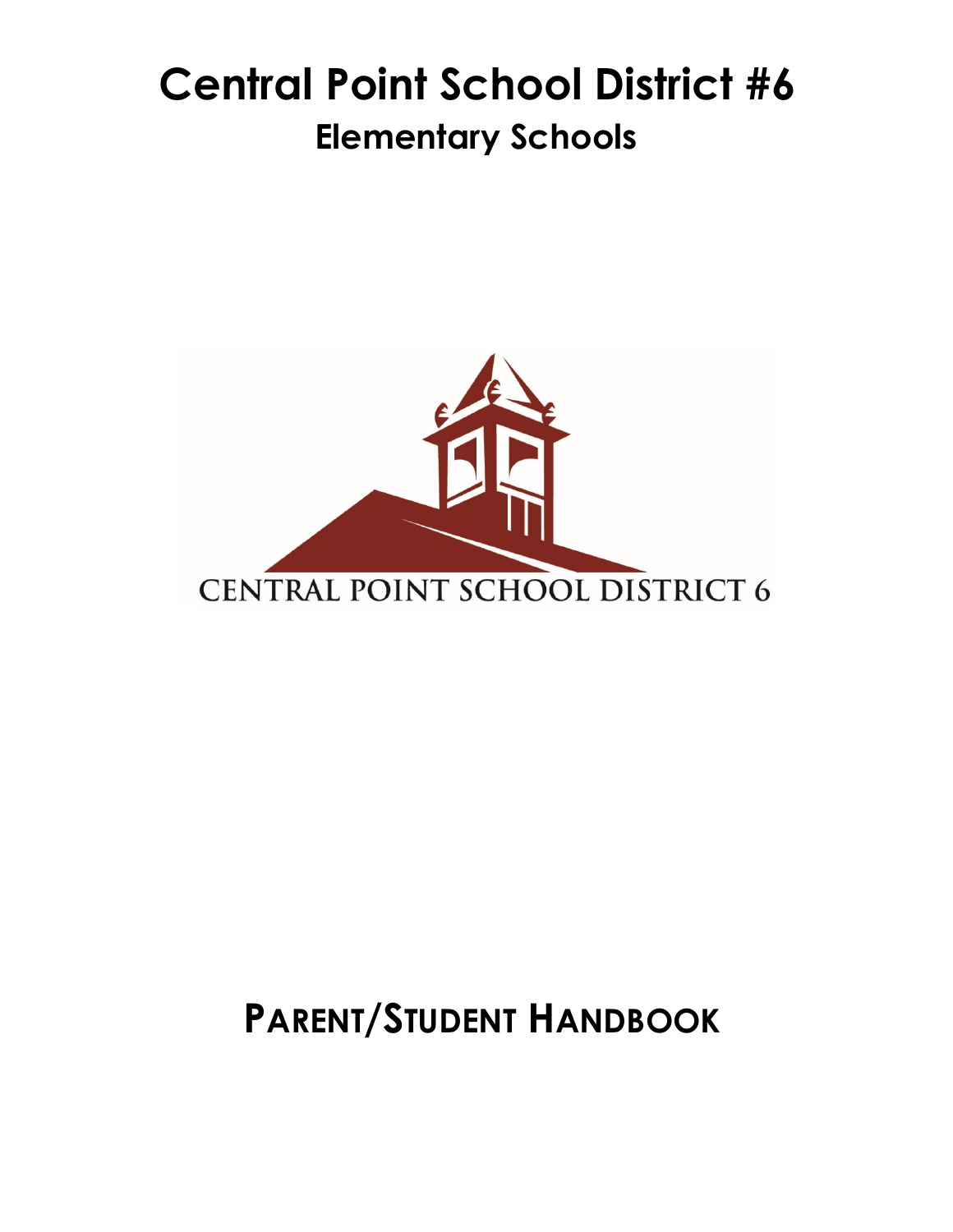# Central Point School District #6

## Elementary Schools

CENTRAL POINT SCHOOL DISTRICT 6

# PARENT/STUDENT HANDBOOK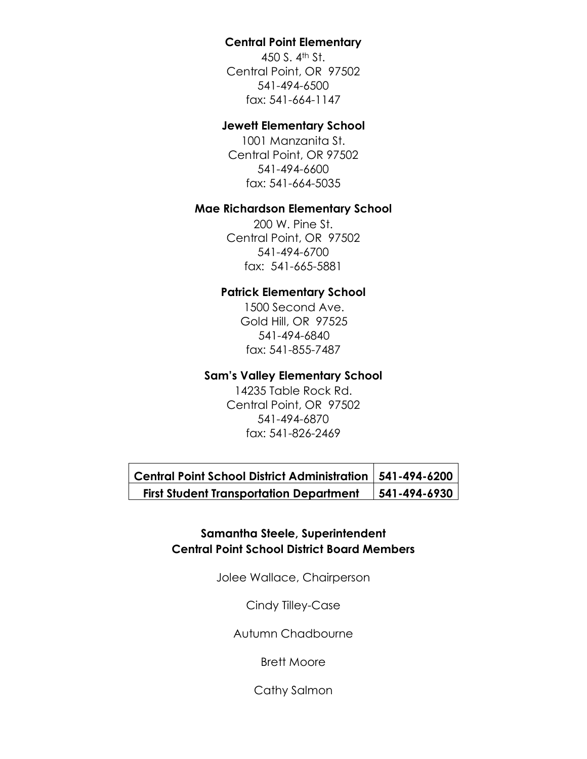**Central Point Elementary**

450 S. 4th St.
Central Point, OR 97502
541-494-6500
fax: 541-664-1147

**Jewett Elementary School**

1001 Manzanita St.
Central Point, OR 97502
541-494-6600
fax: 541-664-5035

**Mae Richardson Elementary School**

200 W. Pine St.
Central Point, OR 97502
541-494-6700
fax: 541-665-5881

**Patrick Elementary School**

1500 Second Ave.
Gold Hill, OR 97525
541-494-6840
fax: 541-855-7487

**Sam's Valley Elementary School**

14235 Table Rock Rd.
Central Point, OR 97502
541-494-6870
fax: 541-826-2469

| | |
|---|---|
| **Central Point School District Administration** | **541-494-6200** |
| **First Student Transportation Department** | **541-494-6930** |

**Samantha Steele, Superintendent**

**Central Point School District Board Members**

Jolee Wallace, Chairperson

Cindy Tilley-Case

Autumn Chadbourne

Brett Moore

Cathy Salmon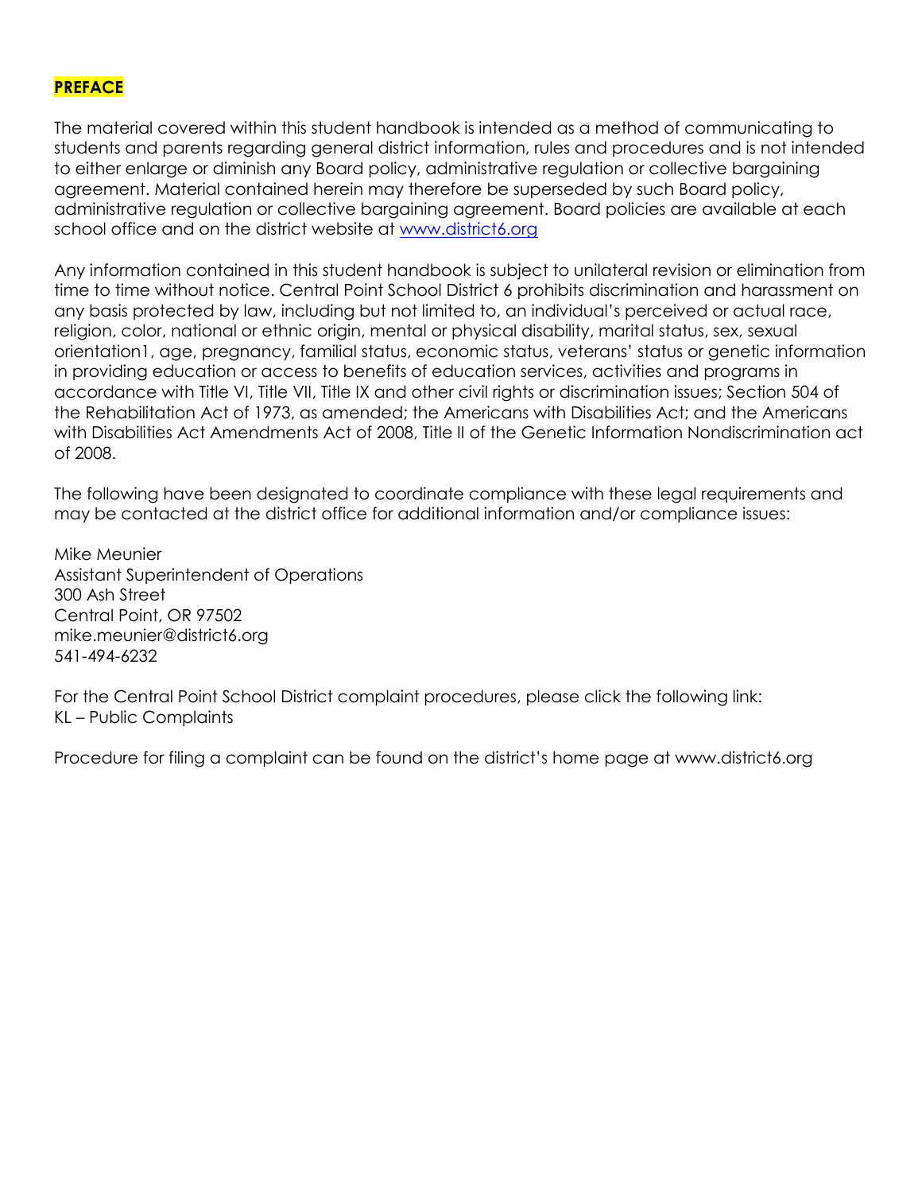## PREFACE

The material covered within this student handbook is intended as a method of communicating to students and parents regarding general district information, rules and procedures and is not intended to either enlarge or diminish any Board policy, administrative regulation or collective bargaining agreement. Material contained herein may therefore be superseded by such Board policy, administrative regulation or collective bargaining agreement. Board policies are available at each school office and on the district website at [www.district6.org](http://www.district6.org)

Any information contained in this student handbook is subject to unilateral revision or elimination from time to time without notice. Central Point School District 6 prohibits discrimination and harassment on any basis protected by law, including but not limited to, an individual's perceived or actual race, religion, color, national or ethnic origin, mental or physical disability, marital status, sex, sexual orientation[1], age, pregnancy, familial status, economic status, veterans' status or genetic information in providing education or access to benefits of education services, activities and programs in accordance with Title VI, Title VII, Title IX and other civil rights or discrimination issues; Section 504 of the Rehabilitation Act of 1973, as amended; the Americans with Disabilities Act; and the Americans with Disabilities Act Amendments Act of 2008, Title II of the Genetic Information Nondiscrimination act of 2008.

The following have been designated to coordinate compliance with these legal requirements and may be contacted at the district office for additional information and/or compliance issues:

Mike Meunier
Assistant Superintendent of Operations
300 Ash Street
Central Point, OR 97502
mike.meunier@district6.org
541-494-6232

For the Central Point School District complaint procedures, please click the following link:
KL – Public Complaints

Procedure for filing a complaint can be found on the district's home page at www.district6.org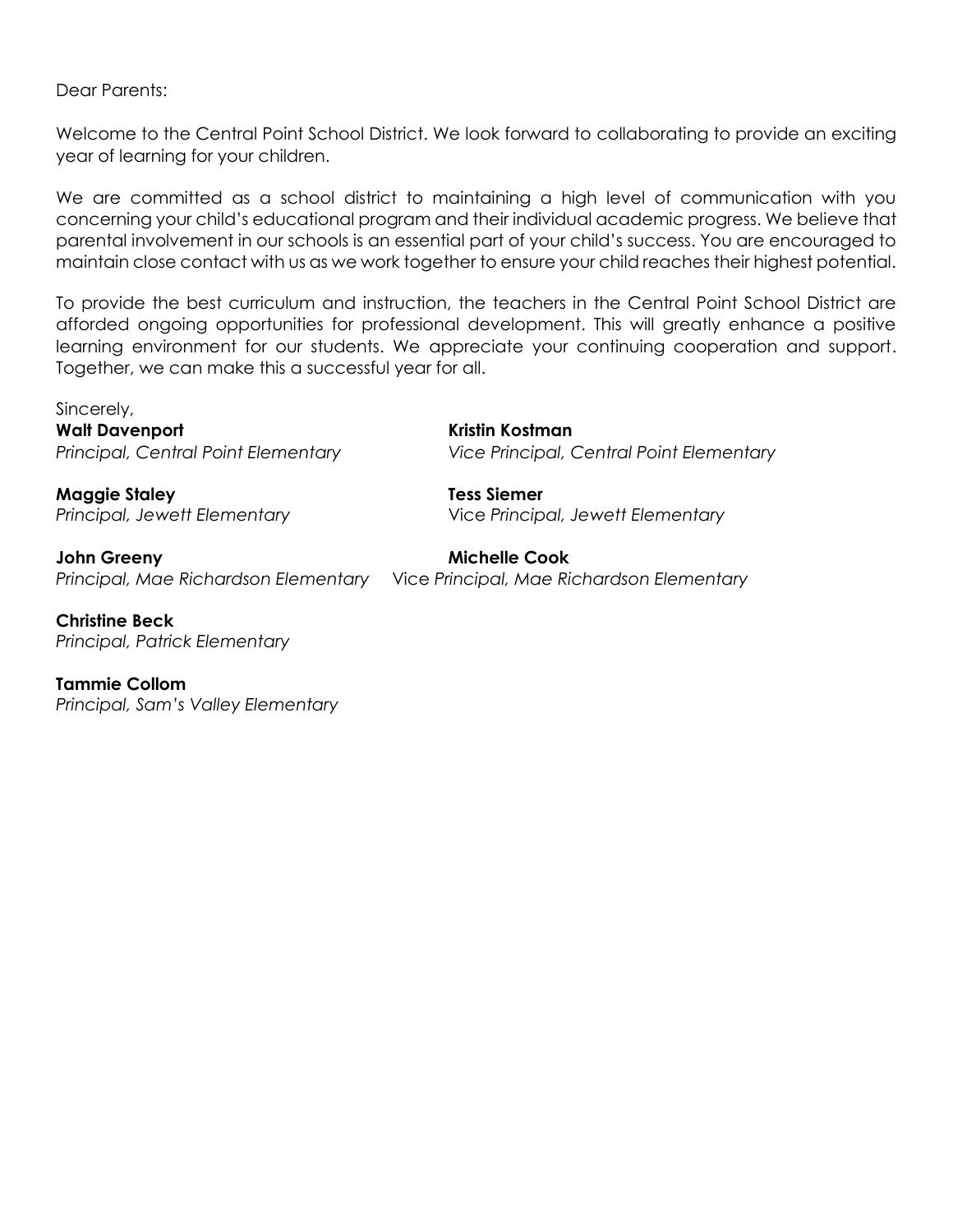Dear Parents:

Welcome to the Central Point School District. We look forward to collaborating to provide an exciting year of learning for your children.

We are committed as a school district to maintaining a high level of communication with you concerning your child's educational program and their individual academic progress. We believe that parental involvement in our schools is an essential part of your child's success. You are encouraged to maintain close contact with us as we work together to ensure your child reaches their highest potential.

To provide the best curriculum and instruction, the teachers in the Central Point School District are afforded ongoing opportunities for professional development. This will greatly enhance a positive learning environment for our students. We appreciate your continuing cooperation and support. Together, we can make this a successful year for all.

Sincerely,

**Walt Davenport**
*Principal, Central Point Elementary*

**Kristin Kostman**
*Vice Principal, Central Point Elementary*

**Maggie Staley**
*Principal, Jewett Elementary*

**Tess Siemer**
Vice *Principal, Jewett Elementary*

**John Greeny**
*Principal, Mae Richardson Elementary*

**Michelle Cook**
Vice *Principal, Mae Richardson Elementary*

**Christine Beck**
*Principal, Patrick Elementary*

**Tammie Collom**
*Principal, Sam's Valley Elementary*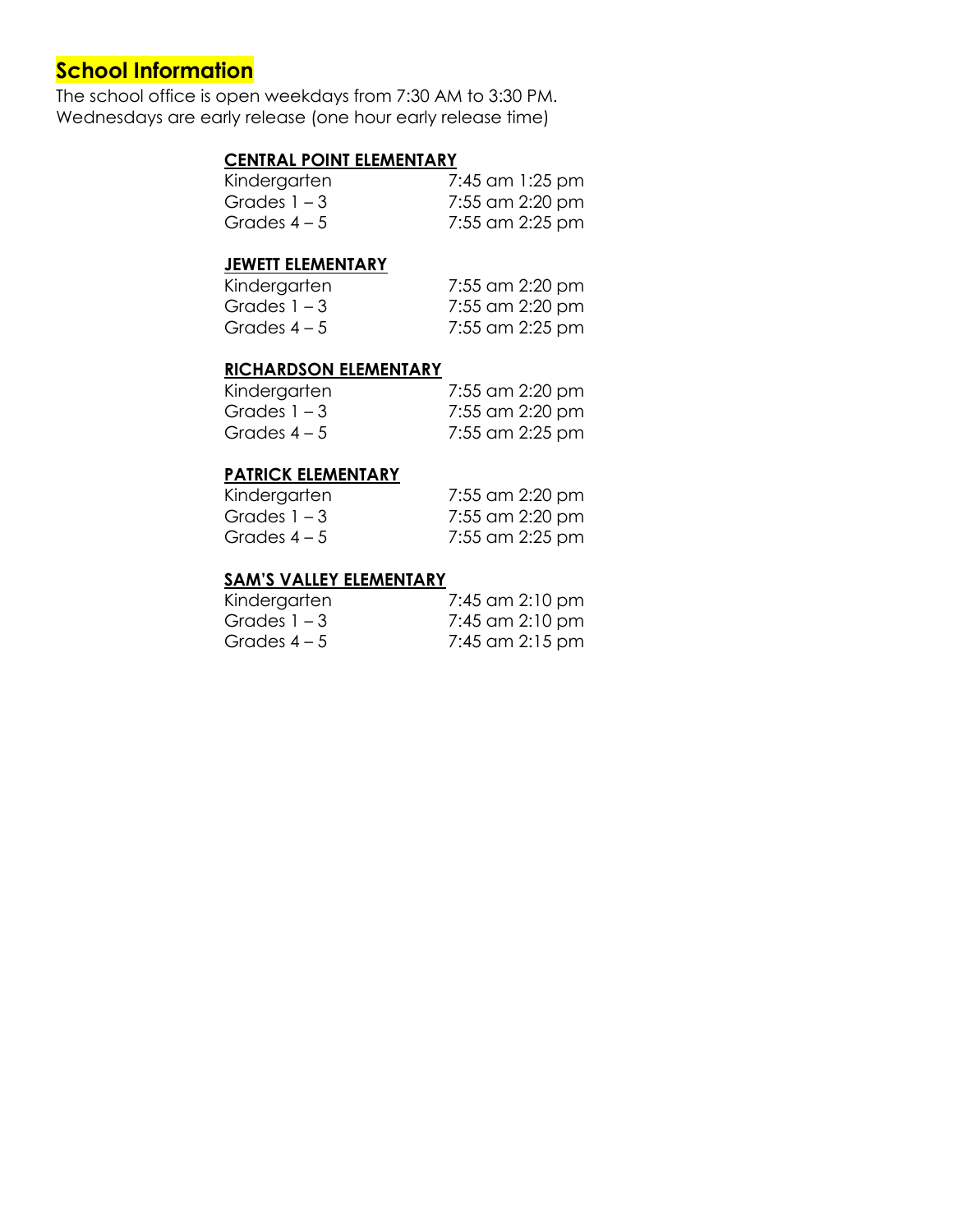## School Information

The school office is open weekdays from 7:30 AM to 3:30 PM.
Wednesdays are early release (one hour early release time)

### CENTRAL POINT ELEMENTARY

| | |
|---|---|
| Kindergarten | 7:45 am 1:25 pm |
| Grades 1 – 3 | 7:55 am 2:20 pm |
| Grades 4 – 5 | 7:55 am 2:25 pm |

### JEWETT ELEMENTARY

| | |
|---|---|
| Kindergarten | 7:55 am 2:20 pm |
| Grades 1 – 3 | 7:55 am 2:20 pm |
| Grades 4 – 5 | 7:55 am 2:25 pm |

### RICHARDSON ELEMENTARY

| | |
|---|---|
| Kindergarten | 7:55 am 2:20 pm |
| Grades 1 – 3 | 7:55 am 2:20 pm |
| Grades 4 – 5 | 7:55 am 2:25 pm |

### PATRICK ELEMENTARY

| | |
|---|---|
| Kindergarten | 7:55 am 2:20 pm |
| Grades 1 – 3 | 7:55 am 2:20 pm |
| Grades 4 – 5 | 7:55 am 2:25 pm |

### SAM'S VALLEY ELEMENTARY

| | |
|---|---|
| Kindergarten | 7:45 am 2:10 pm |
| Grades 1 – 3 | 7:45 am 2:10 pm |
| Grades 4 – 5 | 7:45 am 2:15 pm |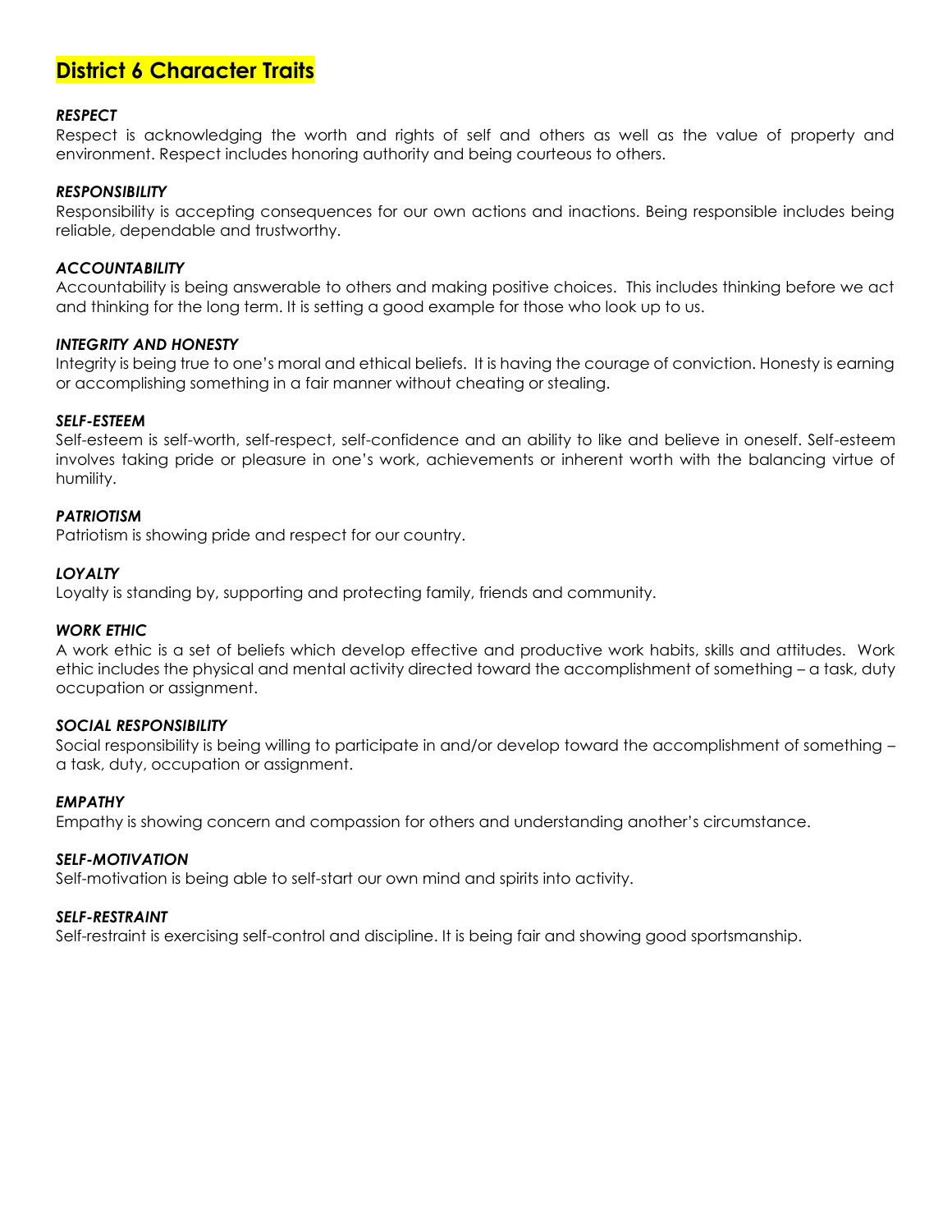# District 6 Character Traits

***RESPECT***

Respect is acknowledging the worth and rights of self and others as well as the value of property and environment. Respect includes honoring authority and being courteous to others.

***RESPONSIBILITY***

Responsibility is accepting consequences for our own actions and inactions. Being responsible includes being reliable, dependable and trustworthy.

***ACCOUNTABILITY***

Accountability is being answerable to others and making positive choices. This includes thinking before we act and thinking for the long term. It is setting a good example for those who look up to us.

***INTEGRITY AND HONESTY***

Integrity is being true to one's moral and ethical beliefs. It is having the courage of conviction. Honesty is earning or accomplishing something in a fair manner without cheating or stealing.

***SELF-ESTEEM***

Self-esteem is self-worth, self-respect, self-confidence and an ability to like and believe in oneself. Self-esteem involves taking pride or pleasure in one's work, achievements or inherent worth with the balancing virtue of humility.

***PATRIOTISM***

Patriotism is showing pride and respect for our country.

***LOYALTY***

Loyalty is standing by, supporting and protecting family, friends and community.

***WORK ETHIC***

A work ethic is a set of beliefs which develop effective and productive work habits, skills and attitudes. Work ethic includes the physical and mental activity directed toward the accomplishment of something – a task, duty occupation or assignment.

***SOCIAL RESPONSIBILITY***

Social responsibility is being willing to participate in and/or develop toward the accomplishment of something – a task, duty, occupation or assignment.

***EMPATHY***

Empathy is showing concern and compassion for others and understanding another's circumstance.

***SELF-MOTIVATION***

Self-motivation is being able to self-start our own mind and spirits into activity.

***SELF-RESTRAINT***

Self-restraint is exercising self-control and discipline. It is being fair and showing good sportsmanship.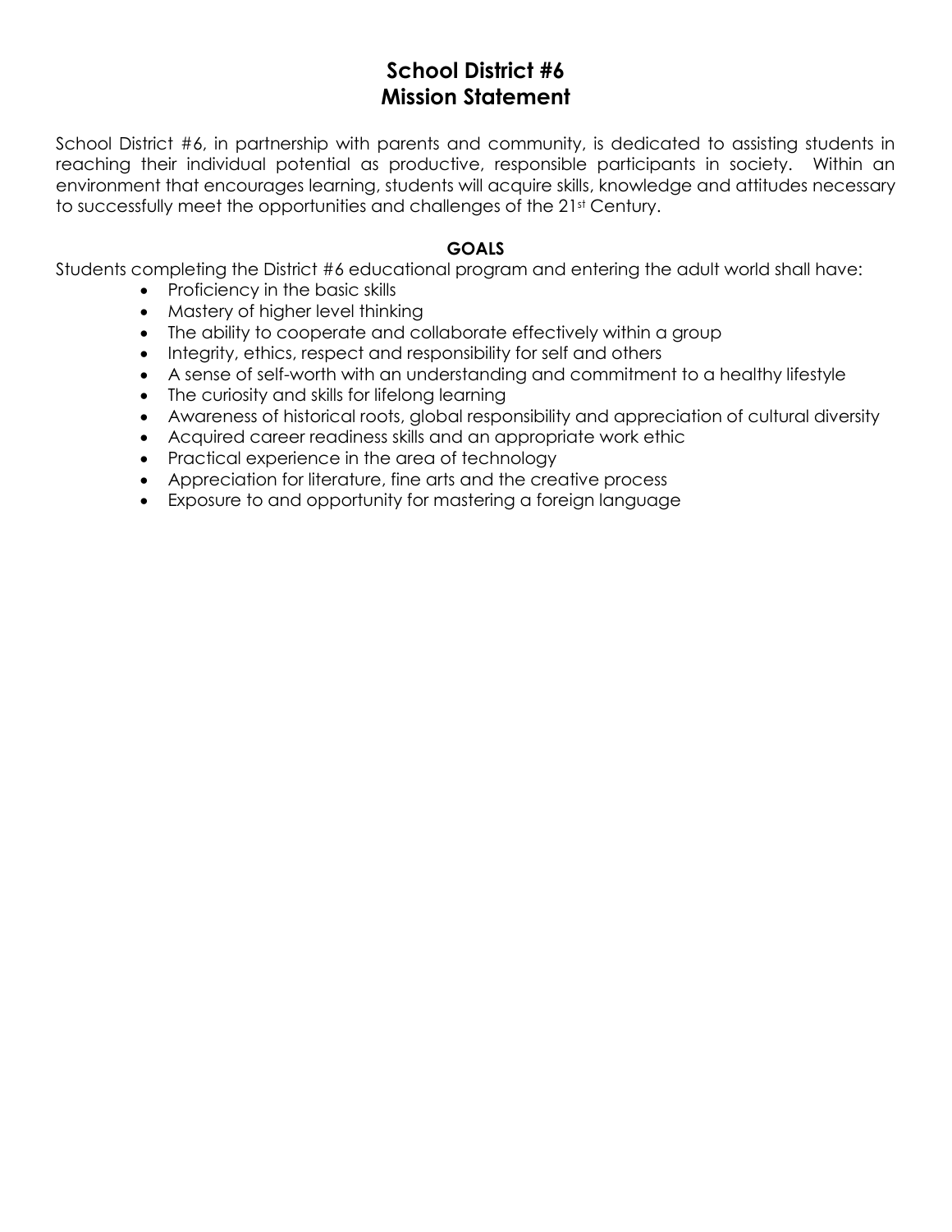# School District #6
# Mission Statement

School District #6, in partnership with parents and community, is dedicated to assisting students in reaching their individual potential as productive, responsible participants in society. Within an environment that encourages learning, students will acquire skills, knowledge and attitudes necessary to successfully meet the opportunities and challenges of the 21st Century.

## GOALS

Students completing the District #6 educational program and entering the adult world shall have:

- Proficiency in the basic skills
- Mastery of higher level thinking
- The ability to cooperate and collaborate effectively within a group
- Integrity, ethics, respect and responsibility for self and others
- A sense of self-worth with an understanding and commitment to a healthy lifestyle
- The curiosity and skills for lifelong learning
- Awareness of historical roots, global responsibility and appreciation of cultural diversity
- Acquired career readiness skills and an appropriate work ethic
- Practical experience in the area of technology
- Appreciation for literature, fine arts and the creative process
- Exposure to and opportunity for mastering a foreign language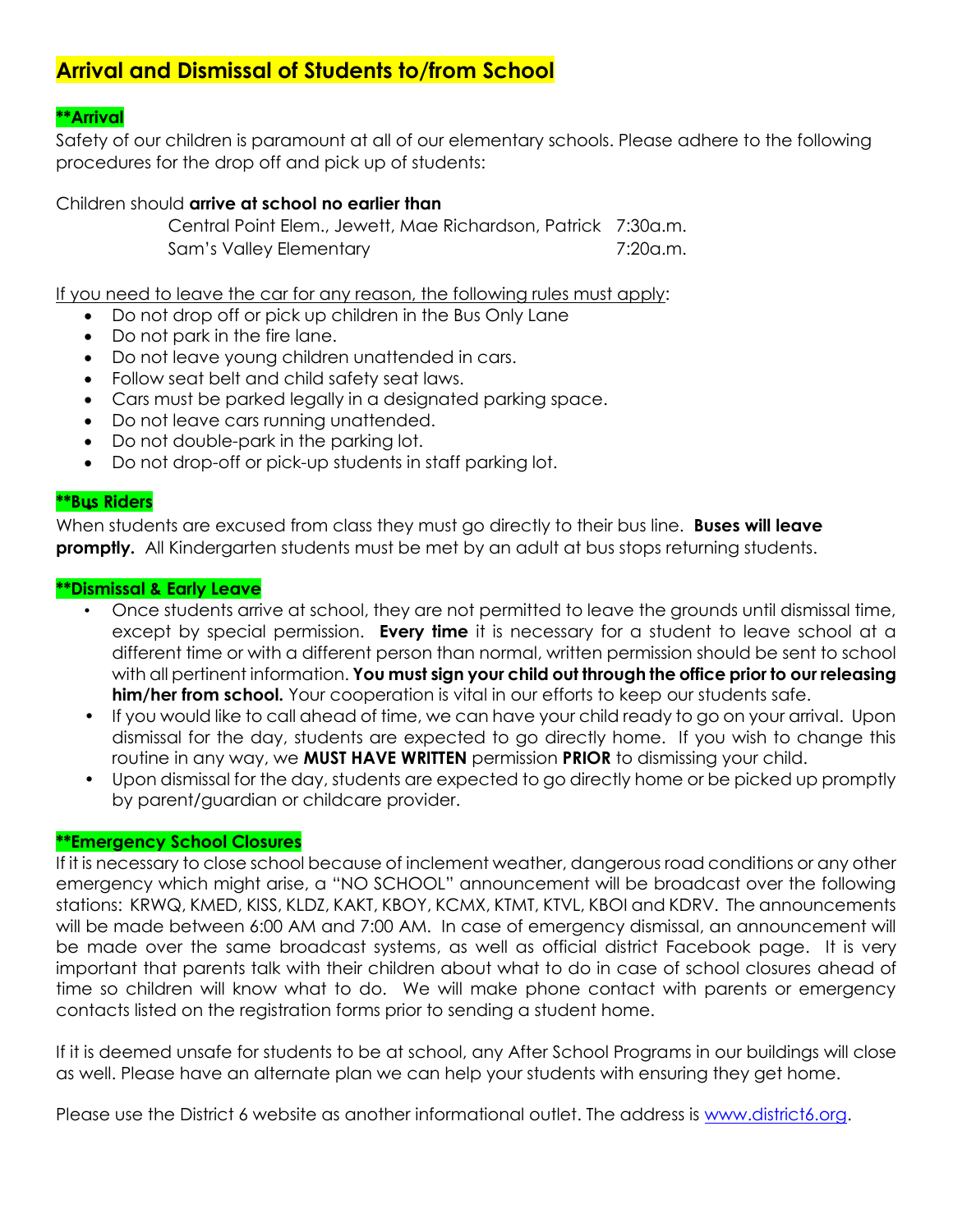# Arrival and Dismissal of Students to/from School

**\*\*Arrival**

Safety of our children is paramount at all of our elementary schools. Please adhere to the following procedures for the drop off and pick up of students:

Children should **arrive at school no earlier than**

| | |
|---|---|
| Central Point Elem., Jewett, Mae Richardson, Patrick | 7:30a.m. |
| Sam's Valley Elementary | 7:20a.m. |

<u>If you need to leave the car for any reason, the following rules must apply</u>:

- Do not drop off or pick up children in the Bus Only Lane
- Do not park in the fire lane.
- Do not leave young children unattended in cars.
- Follow seat belt and child safety seat laws.
- Cars must be parked legally in a designated parking space.
- Do not leave cars running unattended.
- Do not double-park in the parking lot.
- Do not drop-off or pick-up students in staff parking lot.

**\*\*Bus Riders**

When students are excused from class they must go directly to their bus line. **Buses will leave promptly.** All Kindergarten students must be met by an adult at bus stops returning students.

**\*\*Dismissal & Early Leave**

- Once students arrive at school, they are not permitted to leave the grounds until dismissal time, except by special permission. **Every time** it is necessary for a student to leave school at a different time or with a different person than normal, written permission should be sent to school with all pertinent information. **You must sign your child out through the office prior to our releasing him/her from school.** Your cooperation is vital in our efforts to keep our students safe.
- If you would like to call ahead of time, we can have your child ready to go on your arrival. Upon dismissal for the day, students are expected to go directly home. If you wish to change this routine in any way, we **MUST HAVE WRITTEN** permission **PRIOR** to dismissing your child.
- Upon dismissal for the day, students are expected to go directly home or be picked up promptly by parent/guardian or childcare provider.

**\*\*Emergency School Closures**

If it is necessary to close school because of inclement weather, dangerous road conditions or any other emergency which might arise, a "NO SCHOOL" announcement will be broadcast over the following stations: KRWQ, KMED, KISS, KLDZ, KAKT, KBOY, KCMX, KTMT, KTVL, KBOI and KDRV. The announcements will be made between 6:00 AM and 7:00 AM. In case of emergency dismissal, an announcement will be made over the same broadcast systems, as well as official district Facebook page. It is very important that parents talk with their children about what to do in case of school closures ahead of time so children will know what to do. We will make phone contact with parents or emergency contacts listed on the registration forms prior to sending a student home.

If it is deemed unsafe for students to be at school, any After School Programs in our buildings will close as well. Please have an alternate plan we can help your students with ensuring they get home.

Please use the District 6 website as another informational outlet. The address is www.district6.org.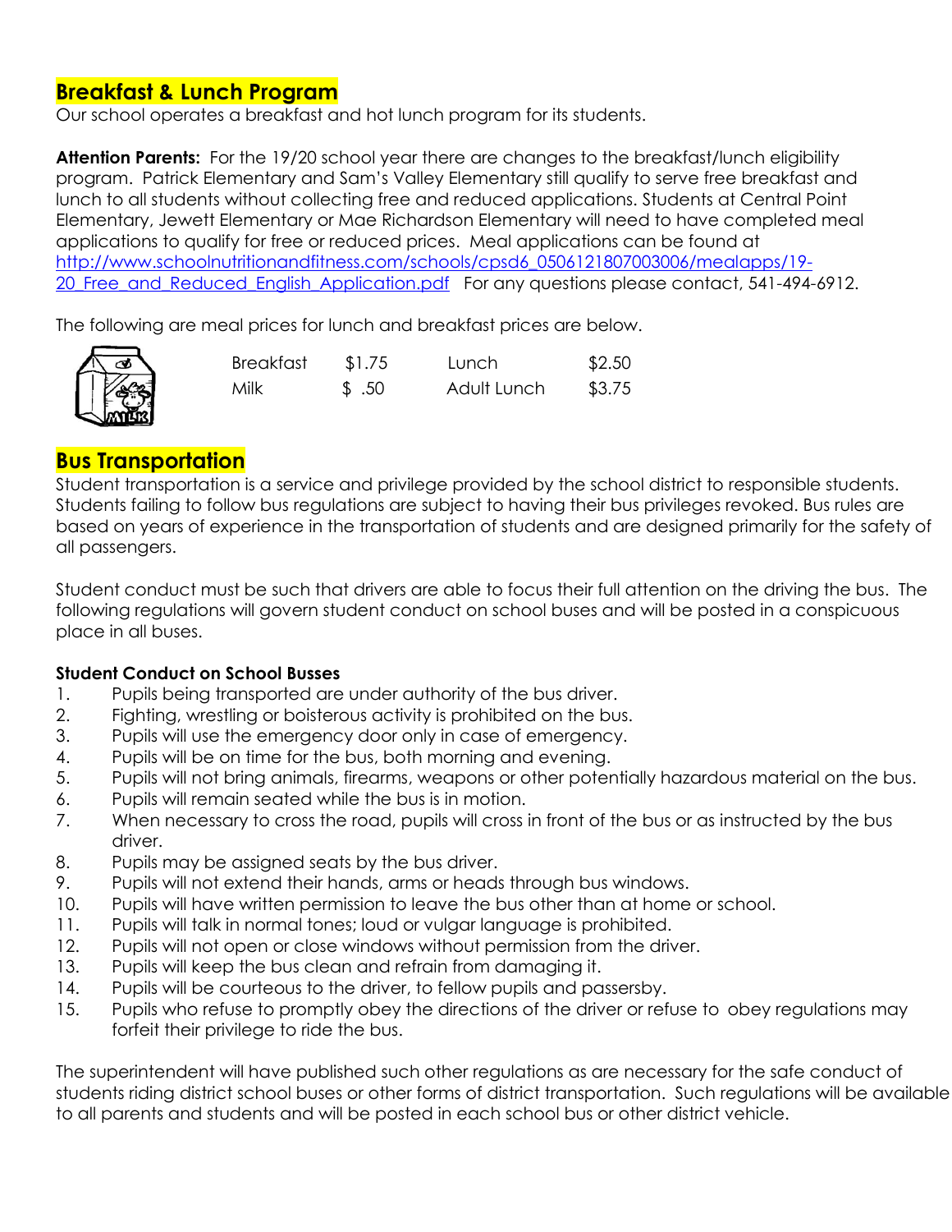## Breakfast & Lunch Program

Our school operates a breakfast and hot lunch program for its students.

**Attention Parents:** For the 19/20 school year there are changes to the breakfast/lunch eligibility program. Patrick Elementary and Sam's Valley Elementary still qualify to serve free breakfast and lunch to all students without collecting free and reduced applications. Students at Central Point Elementary, Jewett Elementary or Mae Richardson Elementary will need to have completed meal applications to qualify for free or reduced prices. Meal applications can be found at [http://www.schoolnutritionandfitness.com/schools/cpsd6_0506121807003006/mealapps/19-20_Free_and_Reduced_English_Application.pdf](http://www.schoolnutritionandfitness.com/schools/cpsd6_0506121807003006/mealapps/19-20_Free_and_Reduced_English_Application.pdf) For any questions please contact, 541-494-6912.

The following are meal prices for lunch and breakfast prices are below.

| | | | |
|---|---|---|---|
| Breakfast | $1.75 | Lunch | $2.50 |
| Milk | $ .50 | Adult Lunch | $3.75 |

## Bus Transportation

Student transportation is a service and privilege provided by the school district to responsible students. Students failing to follow bus regulations are subject to having their bus privileges revoked. Bus rules are based on years of experience in the transportation of students and are designed primarily for the safety of all passengers.

Student conduct must be such that drivers are able to focus their full attention on the driving the bus. The following regulations will govern student conduct on school buses and will be posted in a conspicuous place in all buses.

**Student Conduct on School Busses**

1. Pupils being transported are under authority of the bus driver.
2. Fighting, wrestling or boisterous activity is prohibited on the bus.
3. Pupils will use the emergency door only in case of emergency.
4. Pupils will be on time for the bus, both morning and evening.
5. Pupils will not bring animals, firearms, weapons or other potentially hazardous material on the bus.
6. Pupils will remain seated while the bus is in motion.
7. When necessary to cross the road, pupils will cross in front of the bus or as instructed by the bus driver.
8. Pupils may be assigned seats by the bus driver.
9. Pupils will not extend their hands, arms or heads through bus windows.
10. Pupils will have written permission to leave the bus other than at home or school.
11. Pupils will talk in normal tones; loud or vulgar language is prohibited.
12. Pupils will not open or close windows without permission from the driver.
13. Pupils will keep the bus clean and refrain from damaging it.
14. Pupils will be courteous to the driver, to fellow pupils and passersby.
15. Pupils who refuse to promptly obey the directions of the driver or refuse to obey regulations may forfeit their privilege to ride the bus.

The superintendent will have published such other regulations as are necessary for the safe conduct of students riding district school buses or other forms of district transportation. Such regulations will be available to all parents and students and will be posted in each school bus or other district vehicle.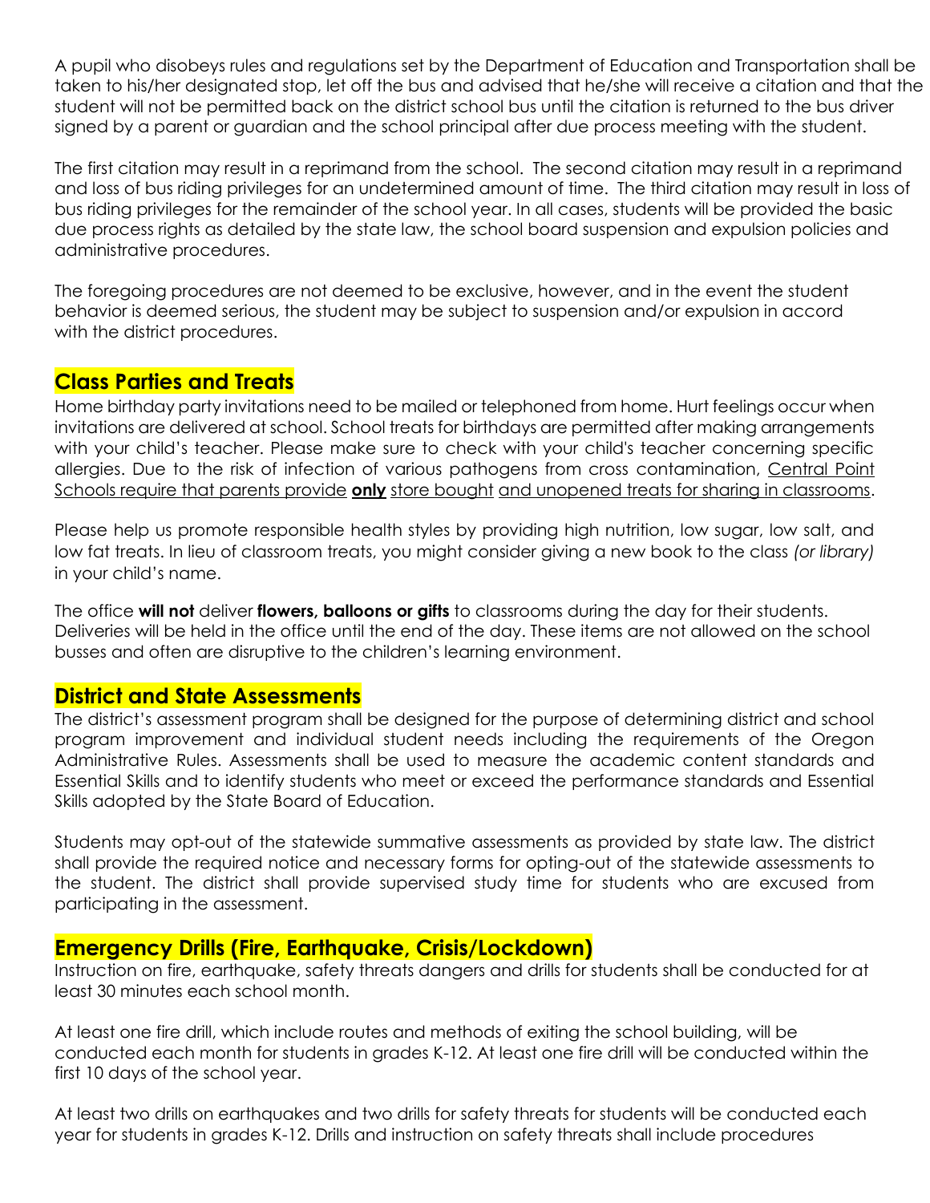A pupil who disobeys rules and regulations set by the Department of Education and Transportation shall be taken to his/her designated stop, let off the bus and advised that he/she will receive a citation and that the student will not be permitted back on the district school bus until the citation is returned to the bus driver signed by a parent or guardian and the school principal after due process meeting with the student.

The first citation may result in a reprimand from the school. The second citation may result in a reprimand and loss of bus riding privileges for an undetermined amount of time. The third citation may result in loss of bus riding privileges for the remainder of the school year. In all cases, students will be provided the basic due process rights as detailed by the state law, the school board suspension and expulsion policies and administrative procedures.

The foregoing procedures are not deemed to be exclusive, however, and in the event the student behavior is deemed serious, the student may be subject to suspension and/or expulsion in accord with the district procedures.

## Class Parties and Treats

Home birthday party invitations need to be mailed or telephoned from home. Hurt feelings occur when invitations are delivered at school. School treats for birthdays are permitted after making arrangements with your child's teacher. Please make sure to check with your child's teacher concerning specific allergies. Due to the risk of infection of various pathogens from cross contamination, Central Point Schools require that parents provide **only** store bought and unopened treats for sharing in classrooms.

Please help us promote responsible health styles by providing high nutrition, low sugar, low salt, and low fat treats. In lieu of classroom treats, you might consider giving a new book to the class *(or library)* in your child's name.

The office **will not** deliver **flowers, balloons or gifts** to classrooms during the day for their students. Deliveries will be held in the office until the end of the day. These items are not allowed on the school busses and often are disruptive to the children's learning environment.

## District and State Assessments

The district's assessment program shall be designed for the purpose of determining district and school program improvement and individual student needs including the requirements of the Oregon Administrative Rules. Assessments shall be used to measure the academic content standards and Essential Skills and to identify students who meet or exceed the performance standards and Essential Skills adopted by the State Board of Education.

Students may opt-out of the statewide summative assessments as provided by state law. The district shall provide the required notice and necessary forms for opting-out of the statewide assessments to the student. The district shall provide supervised study time for students who are excused from participating in the assessment.

## Emergency Drills (Fire, Earthquake, Crisis/Lockdown)

Instruction on fire, earthquake, safety threats dangers and drills for students shall be conducted for at least 30 minutes each school month.

At least one fire drill, which include routes and methods of exiting the school building, will be conducted each month for students in grades K-12. At least one fire drill will be conducted within the first 10 days of the school year.

At least two drills on earthquakes and two drills for safety threats for students will be conducted each year for students in grades K-12. Drills and instruction on safety threats shall include procedures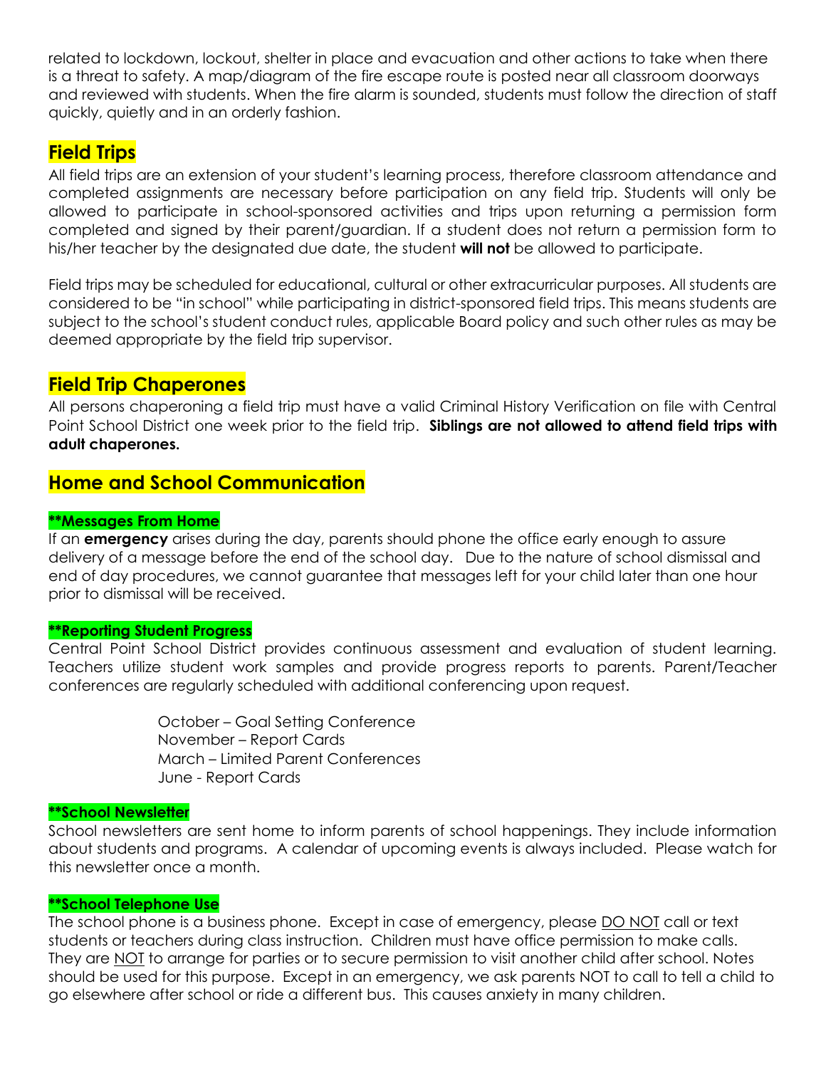related to lockdown, lockout, shelter in place and evacuation and other actions to take when there is a threat to safety. A map/diagram of the fire escape route is posted near all classroom doorways and reviewed with students. When the fire alarm is sounded, students must follow the direction of staff quickly, quietly and in an orderly fashion.

## Field Trips

All field trips are an extension of your student's learning process, therefore classroom attendance and completed assignments are necessary before participation on any field trip. Students will only be allowed to participate in school-sponsored activities and trips upon returning a permission form completed and signed by their parent/guardian. If a student does not return a permission form to his/her teacher by the designated due date, the student **will not** be allowed to participate.

Field trips may be scheduled for educational, cultural or other extracurricular purposes. All students are considered to be "in school" while participating in district-sponsored field trips. This means students are subject to the school's student conduct rules, applicable Board policy and such other rules as may be deemed appropriate by the field trip supervisor.

## Field Trip Chaperones

All persons chaperoning a field trip must have a valid Criminal History Verification on file with Central Point School District one week prior to the field trip. **Siblings are not allowed to attend field trips with adult chaperones.**

## Home and School Communication

### **Messages From Home

If an **emergency** arises during the day, parents should phone the office early enough to assure delivery of a message before the end of the school day. Due to the nature of school dismissal and end of day procedures, we cannot guarantee that messages left for your child later than one hour prior to dismissal will be received.

### **Reporting Student Progress

Central Point School District provides continuous assessment and evaluation of student learning. Teachers utilize student work samples and provide progress reports to parents. Parent/Teacher conferences are regularly scheduled with additional conferencing upon request.

October – Goal Setting Conference
November – Report Cards
March – Limited Parent Conferences
June - Report Cards

### **School Newsletter

School newsletters are sent home to inform parents of school happenings. They include information about students and programs. A calendar of upcoming events is always included. Please watch for this newsletter once a month.

### **School Telephone Use

The school phone is a business phone. Except in case of emergency, please <u>DO NOT</u> call or text students or teachers during class instruction. Children must have office permission to make calls. They are <u>NOT</u> to arrange for parties or to secure permission to visit another child after school. Notes should be used for this purpose. Except in an emergency, we ask parents NOT to call to tell a child to go elsewhere after school or ride a different bus. This causes anxiety in many children.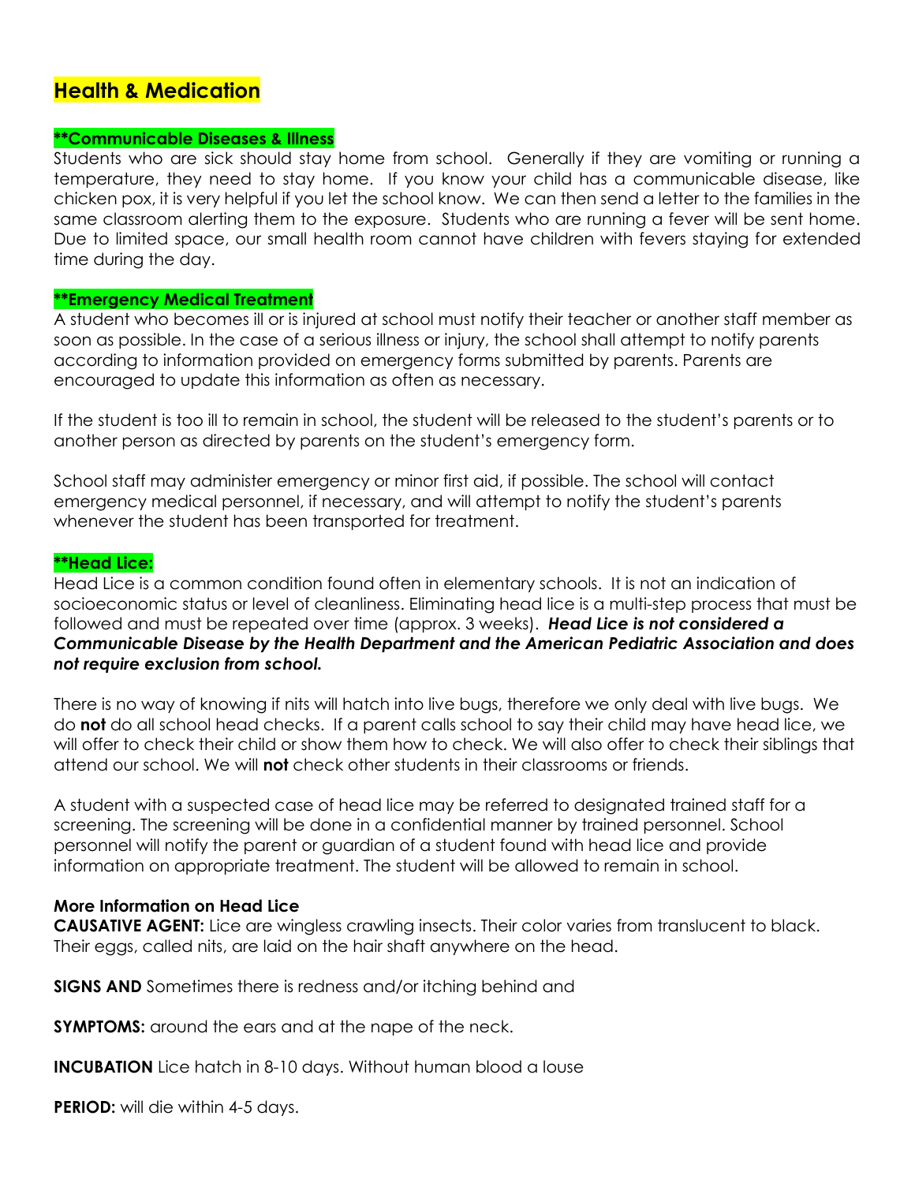# Health & Medication

### **Communicable Diseases & Illness

Students who are sick should stay home from school. Generally if they are vomiting or running a temperature, they need to stay home. If you know your child has a communicable disease, like chicken pox, it is very helpful if you let the school know. We can then send a letter to the families in the same classroom alerting them to the exposure. Students who are running a fever will be sent home. Due to limited space, our small health room cannot have children with fevers staying for extended time during the day.

### **Emergency Medical Treatment

A student who becomes ill or is injured at school must notify their teacher or another staff member as soon as possible. In the case of a serious illness or injury, the school shall attempt to notify parents according to information provided on emergency forms submitted by parents. Parents are encouraged to update this information as often as necessary.

If the student is too ill to remain in school, the student will be released to the student's parents or to another person as directed by parents on the student's emergency form.

School staff may administer emergency or minor first aid, if possible. The school will contact emergency medical personnel, if necessary, and will attempt to notify the student's parents whenever the student has been transported for treatment.

### **Head Lice:

Head Lice is a common condition found often in elementary schools. It is not an indication of socioeconomic status or level of cleanliness. Eliminating head lice is a multi-step process that must be followed and must be repeated over time (approx. 3 weeks). ***Head Lice is not considered a Communicable Disease by the Health Department and the American Pediatric Association and does not require exclusion from school.***

There is no way of knowing if nits will hatch into live bugs, therefore we only deal with live bugs. We do **not** do all school head checks. If a parent calls school to say their child may have head lice, we will offer to check their child or show them how to check. We will also offer to check their siblings that attend our school. We will **not** check other students in their classrooms or friends.

A student with a suspected case of head lice may be referred to designated trained staff for a screening. The screening will be done in a confidential manner by trained personnel. School personnel will notify the parent or guardian of a student found with head lice and provide information on appropriate treatment. The student will be allowed to remain in school.

**More Information on Head Lice**

**CAUSATIVE AGENT:** Lice are wingless crawling insects. Their color varies from translucent to black. Their eggs, called nits, are laid on the hair shaft anywhere on the head.

**SIGNS AND** Sometimes there is redness and/or itching behind and

**SYMPTOMS:** around the ears and at the nape of the neck.

**INCUBATION** Lice hatch in 8-10 days. Without human blood a louse

**PERIOD:** will die within 4-5 days.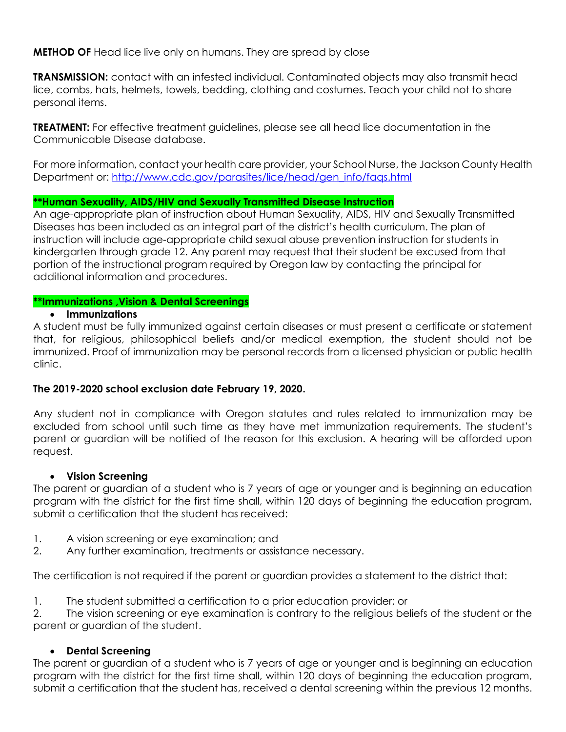**METHOD OF** Head lice live only on humans. They are spread by close

**TRANSMISSION:** contact with an infested individual. Contaminated objects may also transmit head lice, combs, hats, helmets, towels, bedding, clothing and costumes. Teach your child not to share personal items.

**TREATMENT:** For effective treatment guidelines, please see all head lice documentation in the Communicable Disease database.

For more information, contact your health care provider, your School Nurse, the Jackson County Health Department or: [http://www.cdc.gov/parasites/lice/head/gen_info/faqs.html](http://www.cdc.gov/parasites/lice/head/gen_info/faqs.html)

**\*\*Human Sexuality, AIDS/HIV and Sexually Transmitted Disease Instruction**

An age-appropriate plan of instruction about Human Sexuality, AIDS, HIV and Sexually Transmitted Diseases has been included as an integral part of the district's health curriculum. The plan of instruction will include age-appropriate child sexual abuse prevention instruction for students in kindergarten through grade 12. Any parent may request that their student be excused from that portion of the instructional program required by Oregon law by contacting the principal for additional information and procedures.

**\*\*Immunizations ,Vision & Dental Screenings**

- **Immunizations**

A student must be fully immunized against certain diseases or must present a certificate or statement that, for religious, philosophical beliefs and/or medical exemption, the student should not be immunized. Proof of immunization may be personal records from a licensed physician or public health clinic.

**The 2019-2020 school exclusion date February 19, 2020.**

Any student not in compliance with Oregon statutes and rules related to immunization may be excluded from school until such time as they have met immunization requirements. The student's parent or guardian will be notified of the reason for this exclusion. A hearing will be afforded upon request.

- **Vision Screening**

The parent or guardian of a student who is 7 years of age or younger and is beginning an education program with the district for the first time shall, within 120 days of beginning the education program, submit a certification that the student has received:

1. A vision screening or eye examination; and
2. Any further examination, treatments or assistance necessary.

The certification is not required if the parent or guardian provides a statement to the district that:

1. The student submitted a certification to a prior education provider; or
2. The vision screening or eye examination is contrary to the religious beliefs of the student or the parent or guardian of the student.

- **Dental Screening**

The parent or guardian of a student who is 7 years of age or younger and is beginning an education program with the district for the first time shall, within 120 days of beginning the education program, submit a certification that the student has, received a dental screening within the previous 12 months.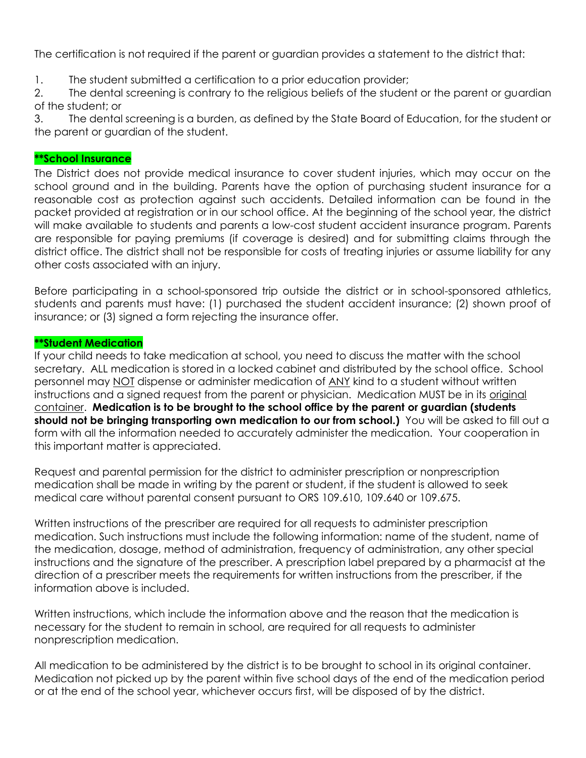The certification is not required if the parent or guardian provides a statement to the district that:

1. The student submitted a certification to a prior education provider;
2. The dental screening is contrary to the religious beliefs of the student or the parent or guardian of the student; or
3. The dental screening is a burden, as defined by the State Board of Education, for the student or the parent or guardian of the student.

**\*\*School Insurance**

The District does not provide medical insurance to cover student injuries, which may occur on the school ground and in the building. Parents have the option of purchasing student insurance for a reasonable cost as protection against such accidents. Detailed information can be found in the packet provided at registration or in our school office. At the beginning of the school year, the district will make available to students and parents a low-cost student accident insurance program. Parents are responsible for paying premiums (if coverage is desired) and for submitting claims through the district office. The district shall not be responsible for costs of treating injuries or assume liability for any other costs associated with an injury.

Before participating in a school-sponsored trip outside the district or in school-sponsored athletics, students and parents must have: (1) purchased the student accident insurance; (2) shown proof of insurance; or (3) signed a form rejecting the insurance offer.

**\*\*Student Medication**

If your child needs to take medication at school, you need to discuss the matter with the school secretary. ALL medication is stored in a locked cabinet and distributed by the school office. School personnel may <u>NOT</u> dispense or administer medication of <u>ANY</u> kind to a student without written instructions and a signed request from the parent or physician. Medication MUST be in its <u>original container</u>. **Medication is to be brought to the school office by the parent or guardian (students should not be bringing transporting own medication to our from school.)** You will be asked to fill out a form with all the information needed to accurately administer the medication. Your cooperation in this important matter is appreciated.

Request and parental permission for the district to administer prescription or nonprescription medication shall be made in writing by the parent or student, if the student is allowed to seek medical care without parental consent pursuant to ORS 109.610, 109.640 or 109.675.

Written instructions of the prescriber are required for all requests to administer prescription medication. Such instructions must include the following information: name of the student, name of the medication, dosage, method of administration, frequency of administration, any other special instructions and the signature of the prescriber. A prescription label prepared by a pharmacist at the direction of a prescriber meets the requirements for written instructions from the prescriber, if the information above is included.

Written instructions, which include the information above and the reason that the medication is necessary for the student to remain in school, are required for all requests to administer nonprescription medication.

All medication to be administered by the district is to be brought to school in its original container. Medication not picked up by the parent within five school days of the end of the medication period or at the end of the school year, whichever occurs first, will be disposed of by the district.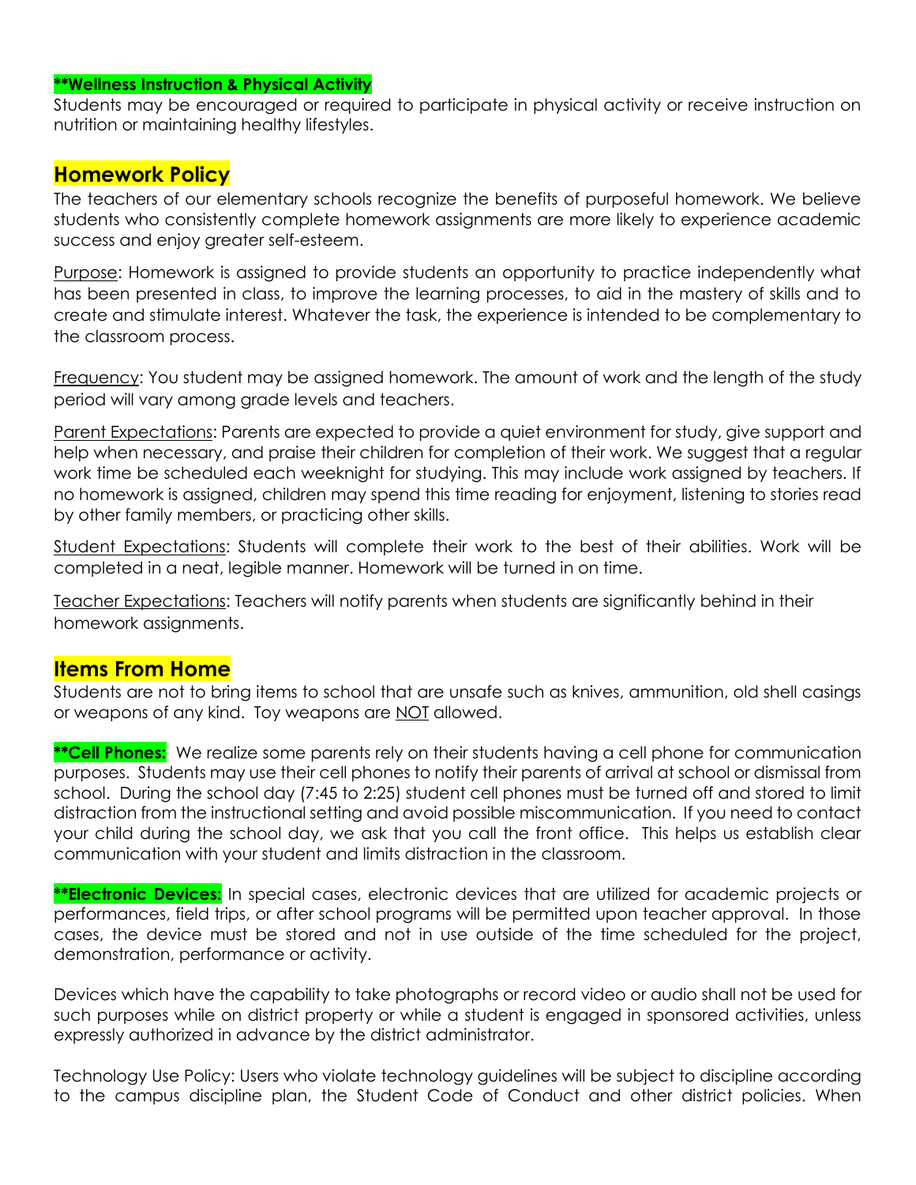**\*\*Wellness Instruction & Physical Activity**

Students may be encouraged or required to participate in physical activity or receive instruction on nutrition or maintaining healthy lifestyles.

## Homework Policy

The teachers of our elementary schools recognize the benefits of purposeful homework. We believe students who consistently complete homework assignments are more likely to experience academic success and enjoy greater self-esteem.

Purpose: Homework is assigned to provide students an opportunity to practice independently what has been presented in class, to improve the learning processes, to aid in the mastery of skills and to create and stimulate interest. Whatever the task, the experience is intended to be complementary to the classroom process.

Frequency: You student may be assigned homework. The amount of work and the length of the study period will vary among grade levels and teachers.

Parent Expectations: Parents are expected to provide a quiet environment for study, give support and help when necessary, and praise their children for completion of their work. We suggest that a regular work time be scheduled each weeknight for studying. This may include work assigned by teachers. If no homework is assigned, children may spend this time reading for enjoyment, listening to stories read by other family members, or practicing other skills.

Student Expectations: Students will complete their work to the best of their abilities. Work will be completed in a neat, legible manner. Homework will be turned in on time.

Teacher Expectations: Teachers will notify parents when students are significantly behind in their homework assignments.

## Items From Home

Students are not to bring items to school that are unsafe such as knives, ammunition, old shell casings or weapons of any kind. Toy weapons are NOT allowed.

**\*\*Cell Phones:** We realize some parents rely on their students having a cell phone for communication purposes. Students may use their cell phones to notify their parents of arrival at school or dismissal from school. During the school day (7:45 to 2:25) student cell phones must be turned off and stored to limit distraction from the instructional setting and avoid possible miscommunication. If you need to contact your child during the school day, we ask that you call the front office. This helps us establish clear communication with your student and limits distraction in the classroom.

**\*\*Electronic Devices:** In special cases, electronic devices that are utilized for academic projects or performances, field trips, or after school programs will be permitted upon teacher approval. In those cases, the device must be stored and not in use outside of the time scheduled for the project, demonstration, performance or activity.

Devices which have the capability to take photographs or record video or audio shall not be used for such purposes while on district property or while a student is engaged in sponsored activities, unless expressly authorized in advance by the district administrator.

Technology Use Policy: Users who violate technology guidelines will be subject to discipline according to the campus discipline plan, the Student Code of Conduct and other district policies. When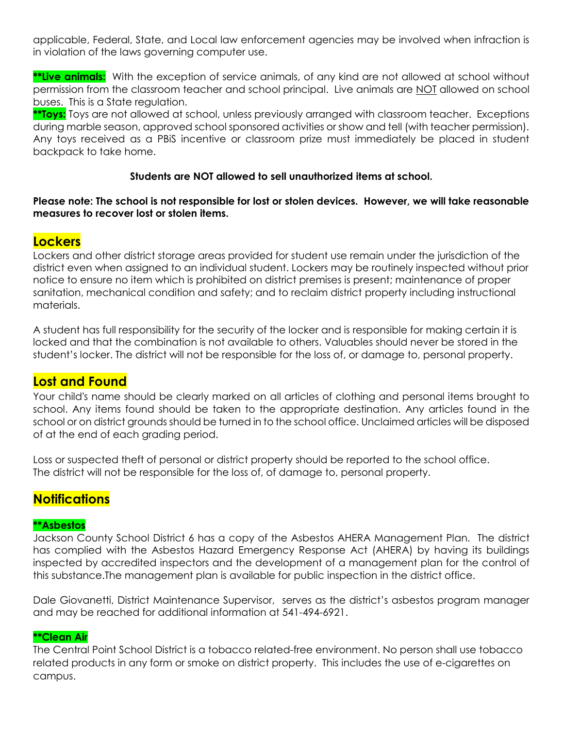applicable, Federal, State, and Local law enforcement agencies may be involved when infraction is in violation of the laws governing computer use.

**\*\*Live animals:** With the exception of service animals, of any kind are not allowed at school without permission from the classroom teacher and school principal. Live animals are NOT allowed on school buses. This is a State regulation.

**\*\*Toys:** Toys are not allowed at school, unless previously arranged with classroom teacher. Exceptions during marble season, approved school sponsored activities or show and tell (with teacher permission). Any toys received as a PBiS incentive or classroom prize must immediately be placed in student backpack to take home.

**Students are NOT allowed to sell unauthorized items at school.**

**Please note: The school is not responsible for lost or stolen devices. However, we will take reasonable measures to recover lost or stolen items.**

## Lockers

Lockers and other district storage areas provided for student use remain under the jurisdiction of the district even when assigned to an individual student. Lockers may be routinely inspected without prior notice to ensure no item which is prohibited on district premises is present; maintenance of proper sanitation, mechanical condition and safety; and to reclaim district property including instructional materials.

A student has full responsibility for the security of the locker and is responsible for making certain it is locked and that the combination is not available to others. Valuables should never be stored in the student's locker. The district will not be responsible for the loss of, or damage to, personal property.

## Lost and Found

Your child's name should be clearly marked on all articles of clothing and personal items brought to school. Any items found should be taken to the appropriate destination. Any articles found in the school or on district grounds should be turned in to the school office. Unclaimed articles will be disposed of at the end of each grading period.

Loss or suspected theft of personal or district property should be reported to the school office. The district will not be responsible for the loss of, of damage to, personal property.

## Notifications

### **\*\*Asbestos**

Jackson County School District 6 has a copy of the Asbestos AHERA Management Plan. The district has complied with the Asbestos Hazard Emergency Response Act (AHERA) by having its buildings inspected by accredited inspectors and the development of a management plan for the control of this substance.The management plan is available for public inspection in the district office.

Dale Giovanetti, District Maintenance Supervisor, serves as the district's asbestos program manager and may be reached for additional information at 541-494-6921.

### **\*\*Clean Air**

The Central Point School District is a tobacco related-free environment. No person shall use tobacco related products in any form or smoke on district property. This includes the use of e-cigarettes on campus.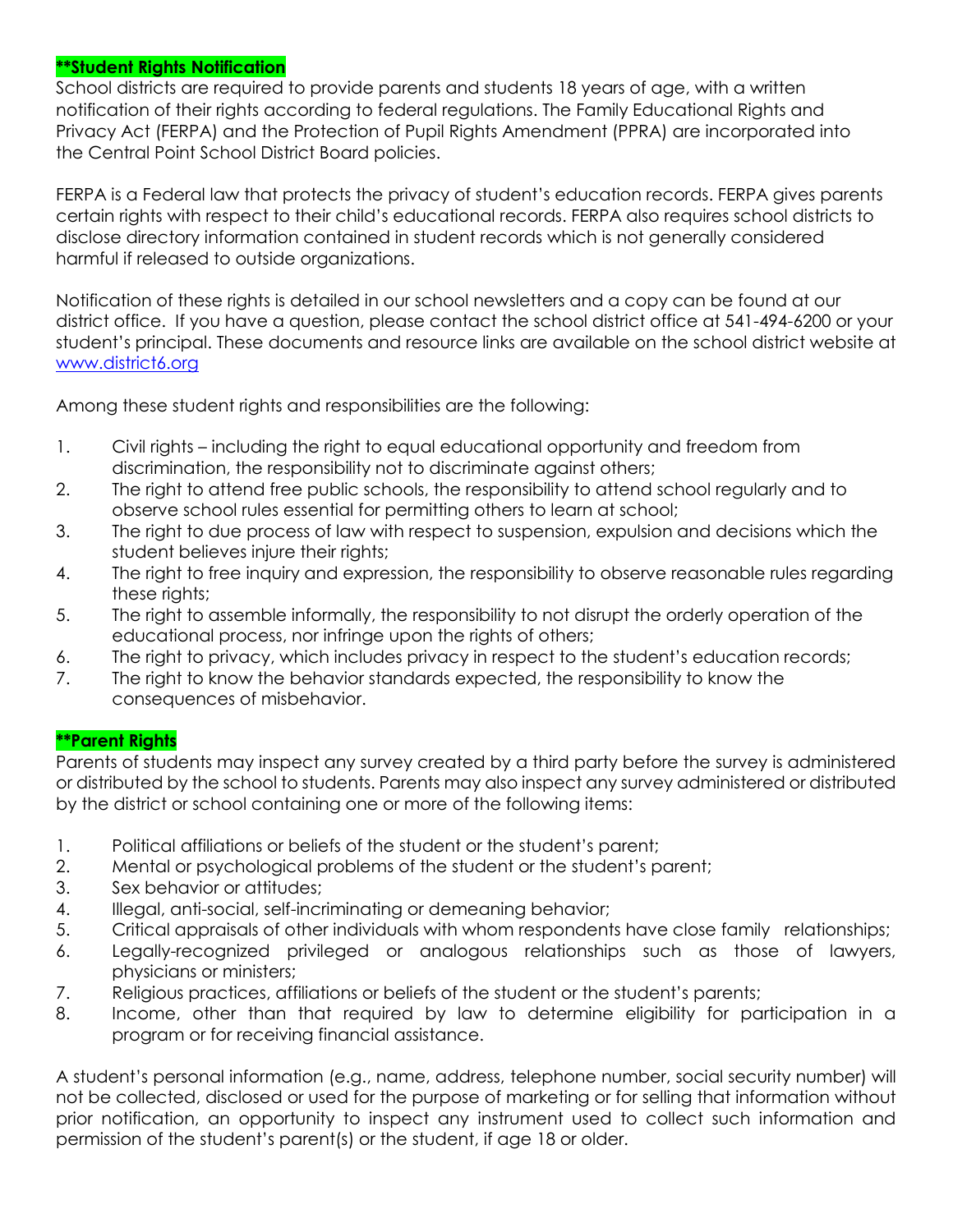**\*\*Student Rights Notification**

School districts are required to provide parents and students 18 years of age, with a written notification of their rights according to federal regulations. The Family Educational Rights and Privacy Act (FERPA) and the Protection of Pupil Rights Amendment (PPRA) are incorporated into the Central Point School District Board policies.

FERPA is a Federal law that protects the privacy of student's education records. FERPA gives parents certain rights with respect to their child's educational records. FERPA also requires school districts to disclose directory information contained in student records which is not generally considered harmful if released to outside organizations.

Notification of these rights is detailed in our school newsletters and a copy can be found at our district office. If you have a question, please contact the school district office at 541-494-6200 or your student's principal. These documents and resource links are available on the school district website at [www.district6.org](www.district6.org)

Among these student rights and responsibilities are the following:

1. Civil rights – including the right to equal educational opportunity and freedom from discrimination, the responsibility not to discriminate against others;
2. The right to attend free public schools, the responsibility to attend school regularly and to observe school rules essential for permitting others to learn at school;
3. The right to due process of law with respect to suspension, expulsion and decisions which the student believes injure their rights;
4. The right to free inquiry and expression, the responsibility to observe reasonable rules regarding these rights;
5. The right to assemble informally, the responsibility to not disrupt the orderly operation of the educational process, nor infringe upon the rights of others;
6. The right to privacy, which includes privacy in respect to the student's education records;
7. The right to know the behavior standards expected, the responsibility to know the consequences of misbehavior.

**\*\*Parent Rights**

Parents of students may inspect any survey created by a third party before the survey is administered or distributed by the school to students. Parents may also inspect any survey administered or distributed by the district or school containing one or more of the following items:

1. Political affiliations or beliefs of the student or the student's parent;
2. Mental or psychological problems of the student or the student's parent;
3. Sex behavior or attitudes;
4. Illegal, anti-social, self-incriminating or demeaning behavior;
5. Critical appraisals of other individuals with whom respondents have close family relationships;
6. Legally-recognized privileged or analogous relationships such as those of lawyers, physicians or ministers;
7. Religious practices, affiliations or beliefs of the student or the student's parents;
8. Income, other than that required by law to determine eligibility for participation in a program or for receiving financial assistance.

A student's personal information (e.g., name, address, telephone number, social security number) will not be collected, disclosed or used for the purpose of marketing or for selling that information without prior notification, an opportunity to inspect any instrument used to collect such information and permission of the student's parent(s) or the student, if age 18 or older.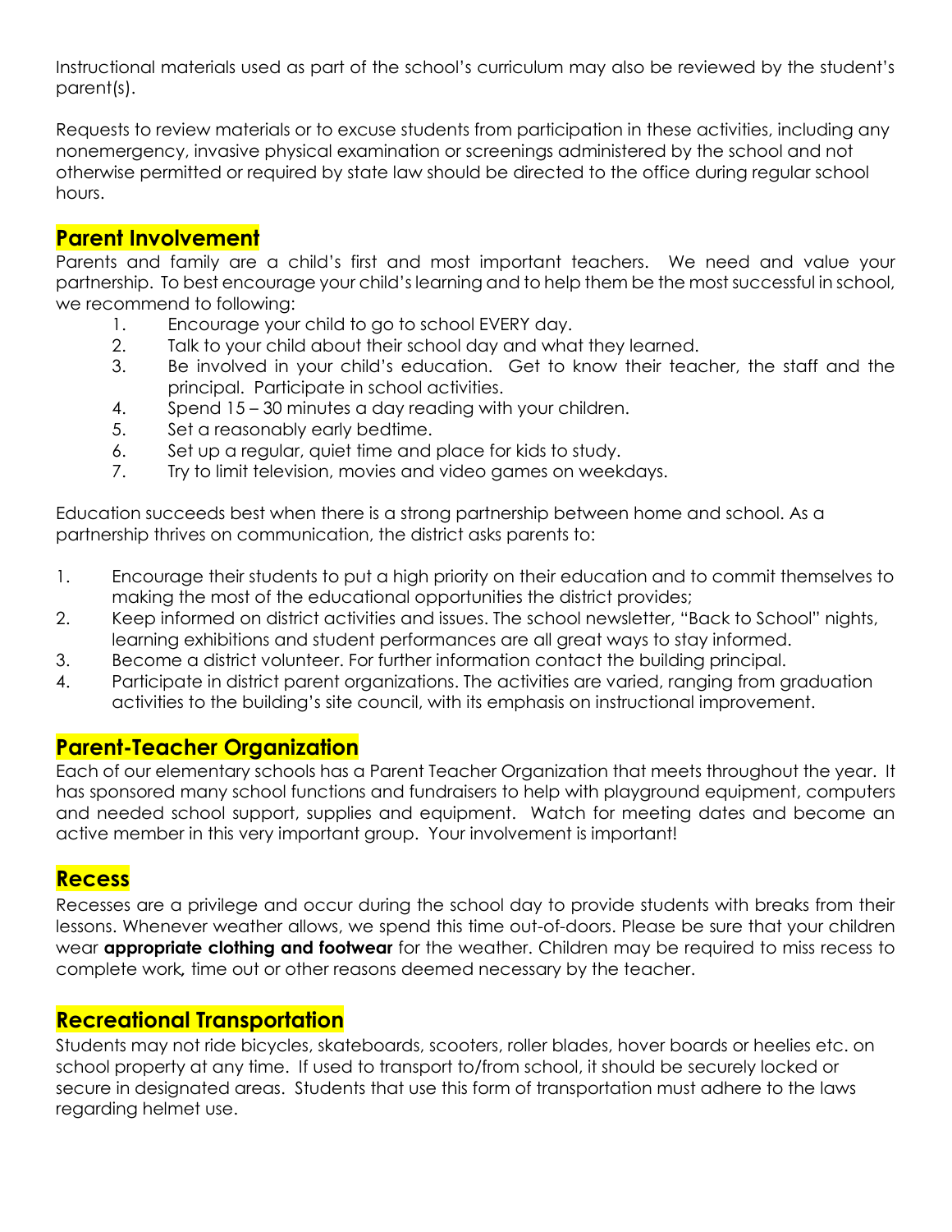Instructional materials used as part of the school's curriculum may also be reviewed by the student's parent(s).

Requests to review materials or to excuse students from participation in these activities, including any nonemergency, invasive physical examination or screenings administered by the school and not otherwise permitted or required by state law should be directed to the office during regular school hours.

## Parent Involvement

Parents and family are a child's first and most important teachers. We need and value your partnership. To best encourage your child's learning and to help them be the most successful in school, we recommend to following:

1. Encourage your child to go to school EVERY day.
2. Talk to your child about their school day and what they learned.
3. Be involved in your child's education. Get to know their teacher, the staff and the principal. Participate in school activities.
4. Spend 15 – 30 minutes a day reading with your children.
5. Set a reasonably early bedtime.
6. Set up a regular, quiet time and place for kids to study.
7. Try to limit television, movies and video games on weekdays.

Education succeeds best when there is a strong partnership between home and school. As a partnership thrives on communication, the district asks parents to:

1. Encourage their students to put a high priority on their education and to commit themselves to making the most of the educational opportunities the district provides;
2. Keep informed on district activities and issues. The school newsletter, "Back to School" nights, learning exhibitions and student performances are all great ways to stay informed.
3. Become a district volunteer. For further information contact the building principal.
4. Participate in district parent organizations. The activities are varied, ranging from graduation activities to the building's site council, with its emphasis on instructional improvement.

## Parent-Teacher Organization

Each of our elementary schools has a Parent Teacher Organization that meets throughout the year. It has sponsored many school functions and fundraisers to help with playground equipment, computers and needed school support, supplies and equipment. Watch for meeting dates and become an active member in this very important group. Your involvement is important!

## Recess

Recesses are a privilege and occur during the school day to provide students with breaks from their lessons. Whenever weather allows, we spend this time out-of-doors. Please be sure that your children wear **appropriate clothing and footwear** for the weather. Children may be required to miss recess to complete work, time out or other reasons deemed necessary by the teacher.

## Recreational Transportation

Students may not ride bicycles, skateboards, scooters, roller blades, hover boards or heelies etc. on school property at any time. If used to transport to/from school, it should be securely locked or secure in designated areas. Students that use this form of transportation must adhere to the laws regarding helmet use.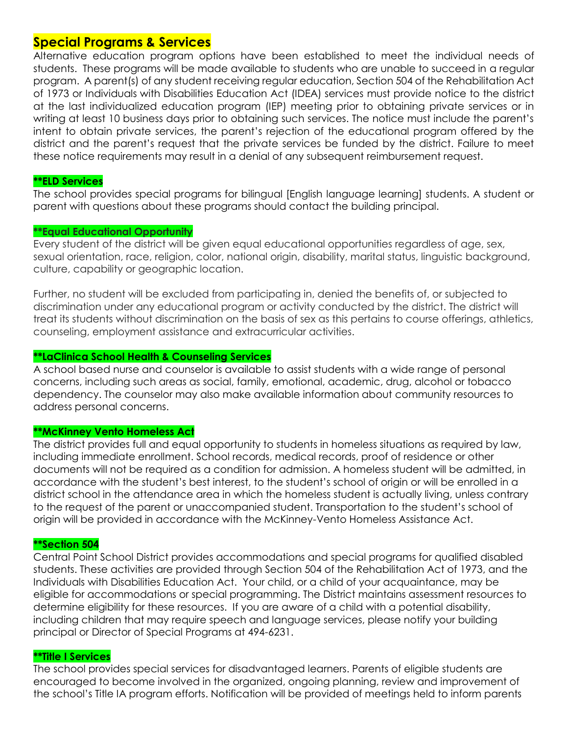## Special Programs & Services

Alternative education program options have been established to meet the individual needs of students. These programs will be made available to students who are unable to succeed in a regular program. A parent(s) of any student receiving regular education, Section 504 of the Rehabilitation Act of 1973 or Individuals with Disabilities Education Act (IDEA) services must provide notice to the district at the last individualized education program (IEP) meeting prior to obtaining private services or in writing at least 10 business days prior to obtaining such services. The notice must include the parent's intent to obtain private services, the parent's rejection of the educational program offered by the district and the parent's request that the private services be funded by the district. Failure to meet these notice requirements may result in a denial of any subsequent reimbursement request.

### **ELD Services

The school provides special programs for bilingual [English language learning] students. A student or parent with questions about these programs should contact the building principal.

### **Equal Educational Opportunity

Every student of the district will be given equal educational opportunities regardless of age, sex, sexual orientation, race, religion, color, national origin, disability, marital status, linguistic background, culture, capability or geographic location.

Further, no student will be excluded from participating in, denied the benefits of, or subjected to discrimination under any educational program or activity conducted by the district. The district will treat its students without discrimination on the basis of sex as this pertains to course offerings, athletics, counseling, employment assistance and extracurricular activities.

### **LaClinica School Health & Counseling Services

A school based nurse and counselor is available to assist students with a wide range of personal concerns, including such areas as social, family, emotional, academic, drug, alcohol or tobacco dependency. The counselor may also make available information about community resources to address personal concerns.

### **McKinney Vento Homeless Act

The district provides full and equal opportunity to students in homeless situations as required by law, including immediate enrollment. School records, medical records, proof of residence or other documents will not be required as a condition for admission. A homeless student will be admitted, in accordance with the student's best interest, to the student's school of origin or will be enrolled in a district school in the attendance area in which the homeless student is actually living, unless contrary to the request of the parent or unaccompanied student. Transportation to the student's school of origin will be provided in accordance with the McKinney-Vento Homeless Assistance Act.

### **Section 504

Central Point School District provides accommodations and special programs for qualified disabled students. These activities are provided through Section 504 of the Rehabilitation Act of 1973, and the Individuals with Disabilities Education Act. Your child, or a child of your acquaintance, may be eligible for accommodations or special programming. The District maintains assessment resources to determine eligibility for these resources. If you are aware of a child with a potential disability, including children that may require speech and language services, please notify your building principal or Director of Special Programs at 494-6231.

### **Title I Services

The school provides special services for disadvantaged learners. Parents of eligible students are encouraged to become involved in the organized, ongoing planning, review and improvement of the school's Title IA program efforts. Notification will be provided of meetings held to inform parents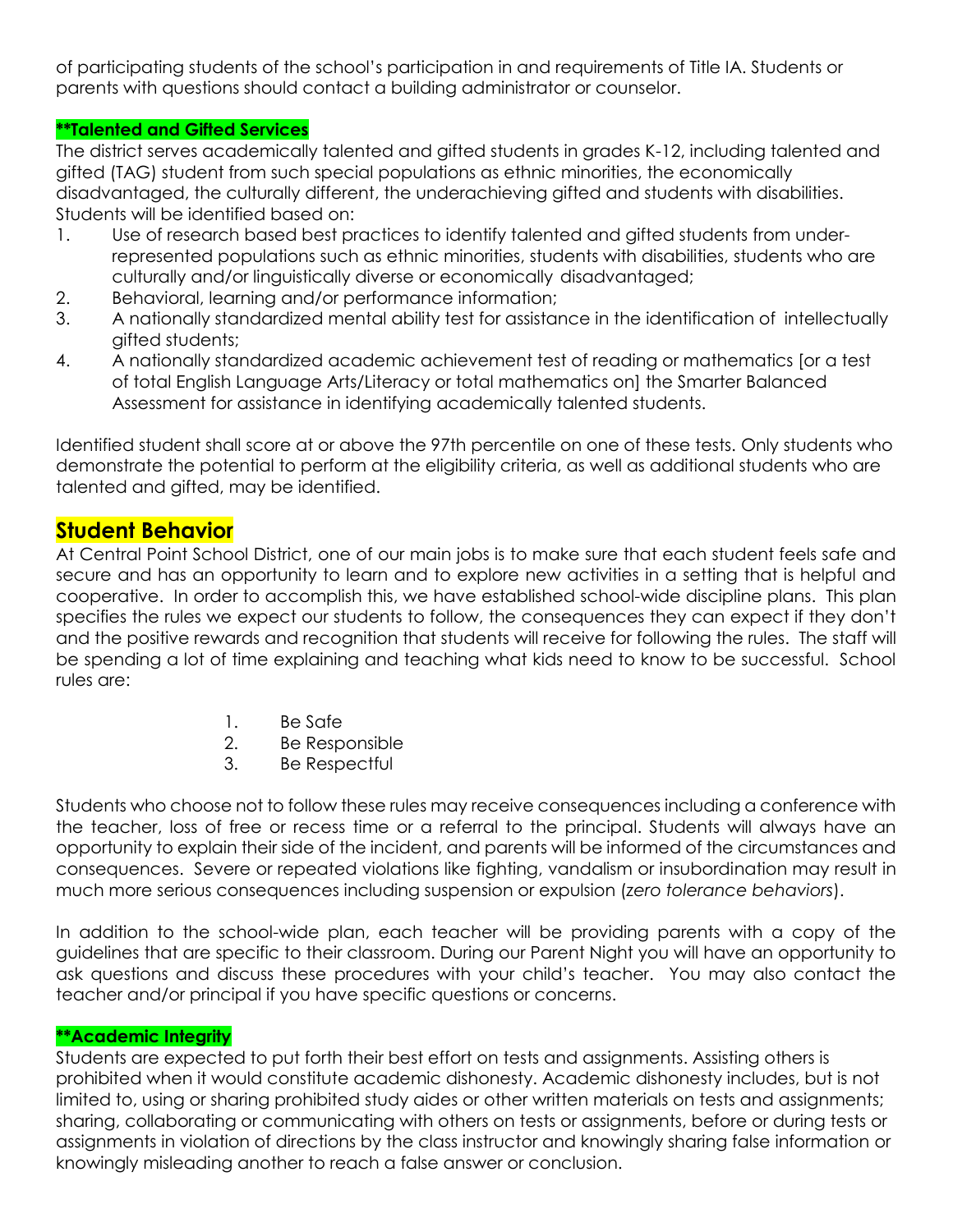of participating students of the school's participation in and requirements of Title IA. Students or parents with questions should contact a building administrator or counselor.

### **Talented and Gifted Services

The district serves academically talented and gifted students in grades K-12, including talented and gifted (TAG) student from such special populations as ethnic minorities, the economically disadvantaged, the culturally different, the underachieving gifted and students with disabilities. Students will be identified based on:

1. Use of research based best practices to identify talented and gifted students from under-represented populations such as ethnic minorities, students with disabilities, students who are culturally and/or linguistically diverse or economically disadvantaged;
2. Behavioral, learning and/or performance information;
3. A nationally standardized mental ability test for assistance in the identification of intellectually gifted students;
4. A nationally standardized academic achievement test of reading or mathematics [or a test of total English Language Arts/Literacy or total mathematics on] the Smarter Balanced Assessment for assistance in identifying academically talented students.

Identified student shall score at or above the 97th percentile on one of these tests. Only students who demonstrate the potential to perform at the eligibility criteria, as well as additional students who are talented and gifted, may be identified.

## Student Behavior

At Central Point School District, one of our main jobs is to make sure that each student feels safe and secure and has an opportunity to learn and to explore new activities in a setting that is helpful and cooperative. In order to accomplish this, we have established school-wide discipline plans. This plan specifies the rules we expect our students to follow, the consequences they can expect if they don't and the positive rewards and recognition that students will receive for following the rules. The staff will be spending a lot of time explaining and teaching what kids need to know to be successful. School rules are:

1. Be Safe
2. Be Responsible
3. Be Respectful

Students who choose not to follow these rules may receive consequences including a conference with the teacher, loss of free or recess time or a referral to the principal. Students will always have an opportunity to explain their side of the incident, and parents will be informed of the circumstances and consequences. Severe or repeated violations like fighting, vandalism or insubordination may result in much more serious consequences including suspension or expulsion (*zero tolerance behaviors*).

In addition to the school-wide plan, each teacher will be providing parents with a copy of the guidelines that are specific to their classroom. During our Parent Night you will have an opportunity to ask questions and discuss these procedures with your child's teacher. You may also contact the teacher and/or principal if you have specific questions or concerns.

### **Academic Integrity

Students are expected to put forth their best effort on tests and assignments. Assisting others is prohibited when it would constitute academic dishonesty. Academic dishonesty includes, but is not limited to, using or sharing prohibited study aides or other written materials on tests and assignments; sharing, collaborating or communicating with others on tests or assignments, before or during tests or assignments in violation of directions by the class instructor and knowingly sharing false information or knowingly misleading another to reach a false answer or conclusion.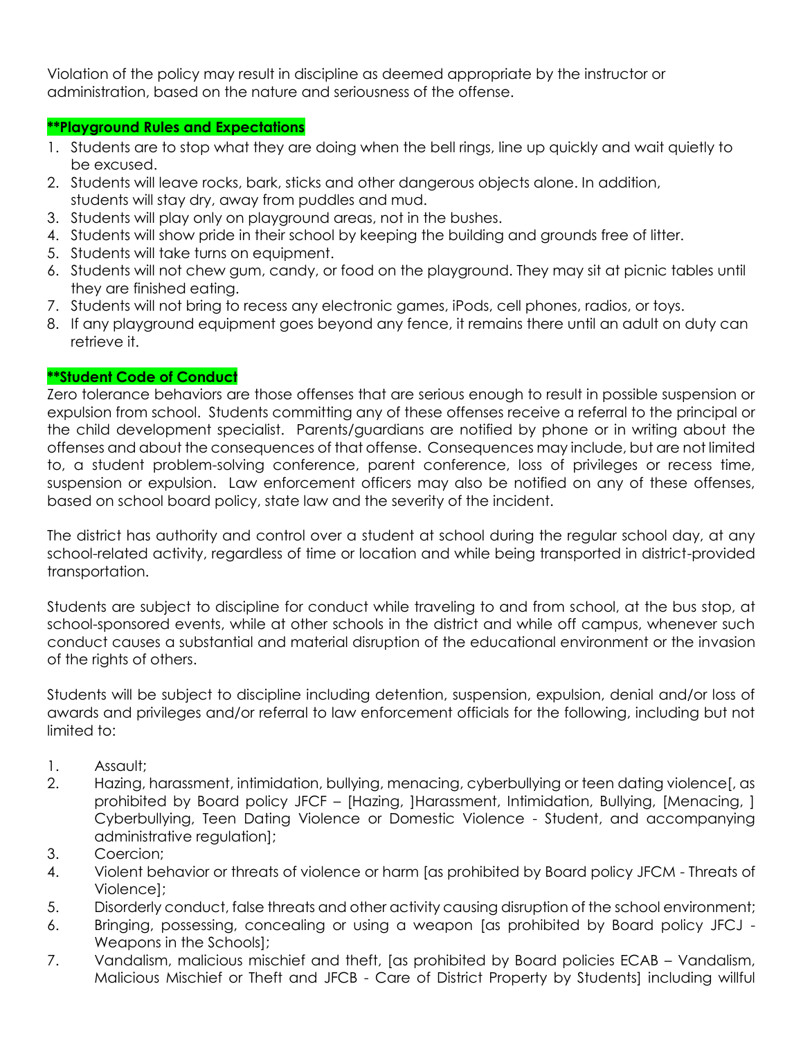Violation of the policy may result in discipline as deemed appropriate by the instructor or administration, based on the nature and seriousness of the offense.

## **Playground Rules and Expectations

1. Students are to stop what they are doing when the bell rings, line up quickly and wait quietly to be excused.
2. Students will leave rocks, bark, sticks and other dangerous objects alone. In addition, students will stay dry, away from puddles and mud.
3. Students will play only on playground areas, not in the bushes.
4. Students will show pride in their school by keeping the building and grounds free of litter.
5. Students will take turns on equipment.
6. Students will not chew gum, candy, or food on the playground. They may sit at picnic tables until they are finished eating.
7. Students will not bring to recess any electronic games, iPods, cell phones, radios, or toys.
8. If any playground equipment goes beyond any fence, it remains there until an adult on duty can retrieve it.

## **Student Code of Conduct

Zero tolerance behaviors are those offenses that are serious enough to result in possible suspension or expulsion from school. Students committing any of these offenses receive a referral to the principal or the child development specialist. Parents/guardians are notified by phone or in writing about the offenses and about the consequences of that offense. Consequences may include, but are not limited to, a student problem-solving conference, parent conference, loss of privileges or recess time, suspension or expulsion. Law enforcement officers may also be notified on any of these offenses, based on school board policy, state law and the severity of the incident.

The district has authority and control over a student at school during the regular school day, at any school-related activity, regardless of time or location and while being transported in district-provided transportation.

Students are subject to discipline for conduct while traveling to and from school, at the bus stop, at school-sponsored events, while at other schools in the district and while off campus, whenever such conduct causes a substantial and material disruption of the educational environment or the invasion of the rights of others.

Students will be subject to discipline including detention, suspension, expulsion, denial and/or loss of awards and privileges and/or referral to law enforcement officials for the following, including but not limited to:

1. Assault;
2. Hazing, harassment, intimidation, bullying, menacing, cyberbullying or teen dating violence[, as prohibited by Board policy JFCF – [Hazing, ]Harassment, Intimidation, Bullying, [Menacing, ] Cyberbullying, Teen Dating Violence or Domestic Violence - Student, and accompanying administrative regulation];
3. Coercion;
4. Violent behavior or threats of violence or harm [as prohibited by Board policy JFCM - Threats of Violence];
5. Disorderly conduct, false threats and other activity causing disruption of the school environment;
6. Bringing, possessing, concealing or using a weapon [as prohibited by Board policy JFCJ - Weapons in the Schools];
7. Vandalism, malicious mischief and theft, [as prohibited by Board policies ECAB – Vandalism, Malicious Mischief or Theft and JFCB - Care of District Property by Students] including willful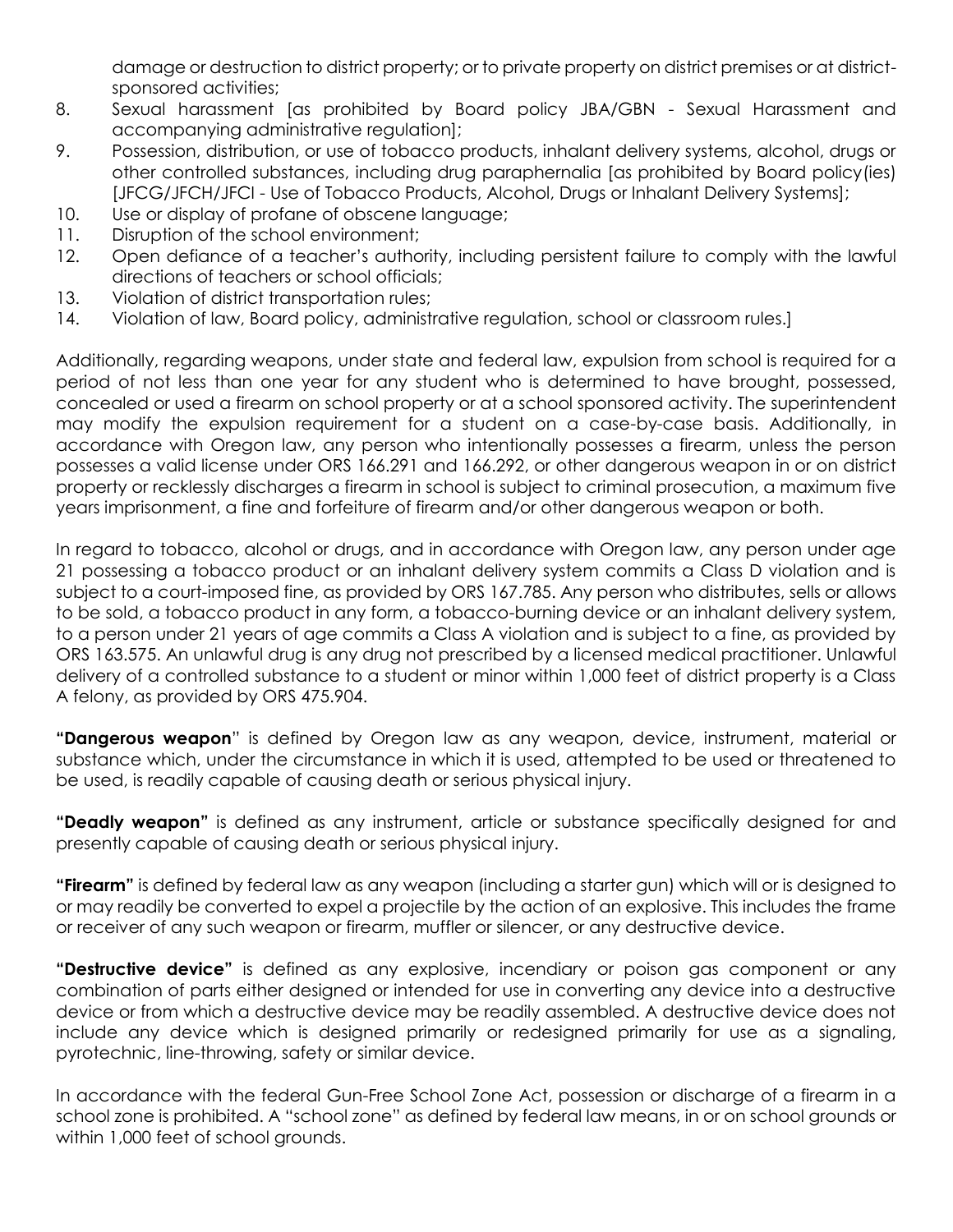damage or destruction to district property; or to private property on district premises or at district-sponsored activities;

8. Sexual harassment [as prohibited by Board policy JBA/GBN - Sexual Harassment and accompanying administrative regulation];
9. Possession, distribution, or use of tobacco products, inhalant delivery systems, alcohol, drugs or other controlled substances, including drug paraphernalia [as prohibited by Board policy(ies) [JFCG/JFCH/JFCI - Use of Tobacco Products, Alcohol, Drugs or Inhalant Delivery Systems];
10. Use or display of profane of obscene language;
11. Disruption of the school environment;
12. Open defiance of a teacher's authority, including persistent failure to comply with the lawful directions of teachers or school officials;
13. Violation of district transportation rules;
14. Violation of law, Board policy, administrative regulation, school or classroom rules.]

Additionally, regarding weapons, under state and federal law, expulsion from school is required for a period of not less than one year for any student who is determined to have brought, possessed, concealed or used a firearm on school property or at a school sponsored activity. The superintendent may modify the expulsion requirement for a student on a case-by-case basis. Additionally, in accordance with Oregon law, any person who intentionally possesses a firearm, unless the person possesses a valid license under ORS 166.291 and 166.292, or other dangerous weapon in or on district property or recklessly discharges a firearm in school is subject to criminal prosecution, a maximum five years imprisonment, a fine and forfeiture of firearm and/or other dangerous weapon or both.

In regard to tobacco, alcohol or drugs, and in accordance with Oregon law, any person under age 21 possessing a tobacco product or an inhalant delivery system commits a Class D violation and is subject to a court-imposed fine, as provided by ORS 167.785. Any person who distributes, sells or allows to be sold, a tobacco product in any form, a tobacco-burning device or an inhalant delivery system, to a person under 21 years of age commits a Class A violation and is subject to a fine, as provided by ORS 163.575. An unlawful drug is any drug not prescribed by a licensed medical practitioner. Unlawful delivery of a controlled substance to a student or minor within 1,000 feet of district property is a Class A felony, as provided by ORS 475.904.

**"Dangerous weapon"** is defined by Oregon law as any weapon, device, instrument, material or substance which, under the circumstance in which it is used, attempted to be used or threatened to be used, is readily capable of causing death or serious physical injury.

**"Deadly weapon"** is defined as any instrument, article or substance specifically designed for and presently capable of causing death or serious physical injury.

**"Firearm"** is defined by federal law as any weapon (including a starter gun) which will or is designed to or may readily be converted to expel a projectile by the action of an explosive. This includes the frame or receiver of any such weapon or firearm, muffler or silencer, or any destructive device.

**"Destructive device"** is defined as any explosive, incendiary or poison gas component or any combination of parts either designed or intended for use in converting any device into a destructive device or from which a destructive device may be readily assembled. A destructive device does not include any device which is designed primarily or redesigned primarily for use as a signaling, pyrotechnic, line-throwing, safety or similar device.

In accordance with the federal Gun-Free School Zone Act, possession or discharge of a firearm in a school zone is prohibited. A "school zone" as defined by federal law means, in or on school grounds or within 1,000 feet of school grounds.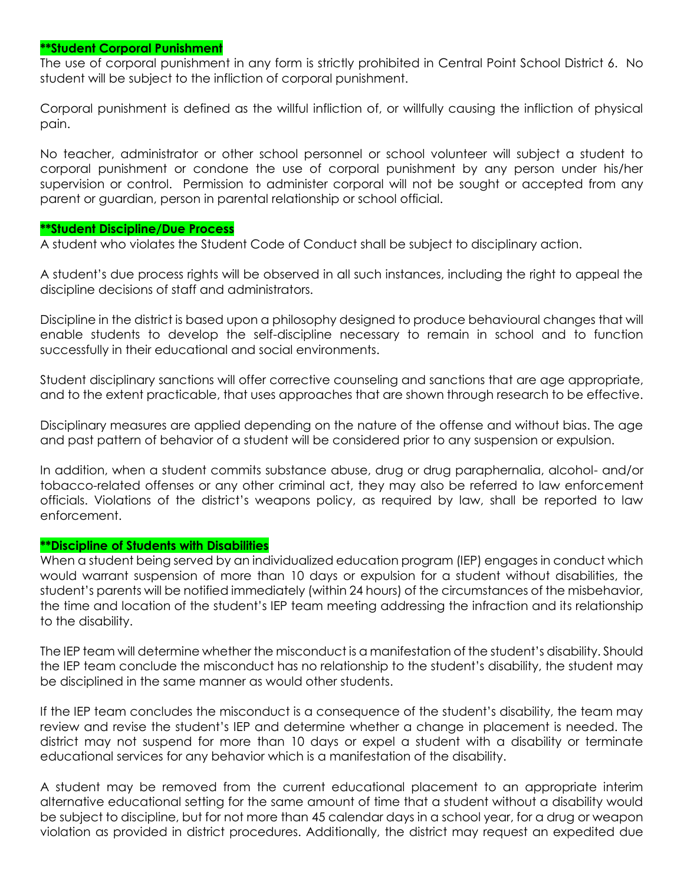### **Student Corporal Punishment

The use of corporal punishment in any form is strictly prohibited in Central Point School District 6. No student will be subject to the infliction of corporal punishment.

Corporal punishment is defined as the willful infliction of, or willfully causing the infliction of physical pain.

No teacher, administrator or other school personnel or school volunteer will subject a student to corporal punishment or condone the use of corporal punishment by any person under his/her supervision or control. Permission to administer corporal will not be sought or accepted from any parent or guardian, person in parental relationship or school official.

### **Student Discipline/Due Process

A student who violates the Student Code of Conduct shall be subject to disciplinary action.

A student's due process rights will be observed in all such instances, including the right to appeal the discipline decisions of staff and administrators.

Discipline in the district is based upon a philosophy designed to produce behavioural changes that will enable students to develop the self-discipline necessary to remain in school and to function successfully in their educational and social environments.

Student disciplinary sanctions will offer corrective counseling and sanctions that are age appropriate, and to the extent practicable, that uses approaches that are shown through research to be effective.

Disciplinary measures are applied depending on the nature of the offense and without bias. The age and past pattern of behavior of a student will be considered prior to any suspension or expulsion.

In addition, when a student commits substance abuse, drug or drug paraphernalia, alcohol- and/or tobacco-related offenses or any other criminal act, they may also be referred to law enforcement officials. Violations of the district's weapons policy, as required by law, shall be reported to law enforcement.

### **Discipline of Students with Disabilities

When a student being served by an individualized education program (IEP) engages in conduct which would warrant suspension of more than 10 days or expulsion for a student without disabilities, the student's parents will be notified immediately (within 24 hours) of the circumstances of the misbehavior, the time and location of the student's IEP team meeting addressing the infraction and its relationship to the disability.

The IEP team will determine whether the misconduct is a manifestation of the student's disability. Should the IEP team conclude the misconduct has no relationship to the student's disability, the student may be disciplined in the same manner as would other students.

If the IEP team concludes the misconduct is a consequence of the student's disability, the team may review and revise the student's IEP and determine whether a change in placement is needed. The district may not suspend for more than 10 days or expel a student with a disability or terminate educational services for any behavior which is a manifestation of the disability.

A student may be removed from the current educational placement to an appropriate interim alternative educational setting for the same amount of time that a student without a disability would be subject to discipline, but for not more than 45 calendar days in a school year, for a drug or weapon violation as provided in district procedures. Additionally, the district may request an expedited due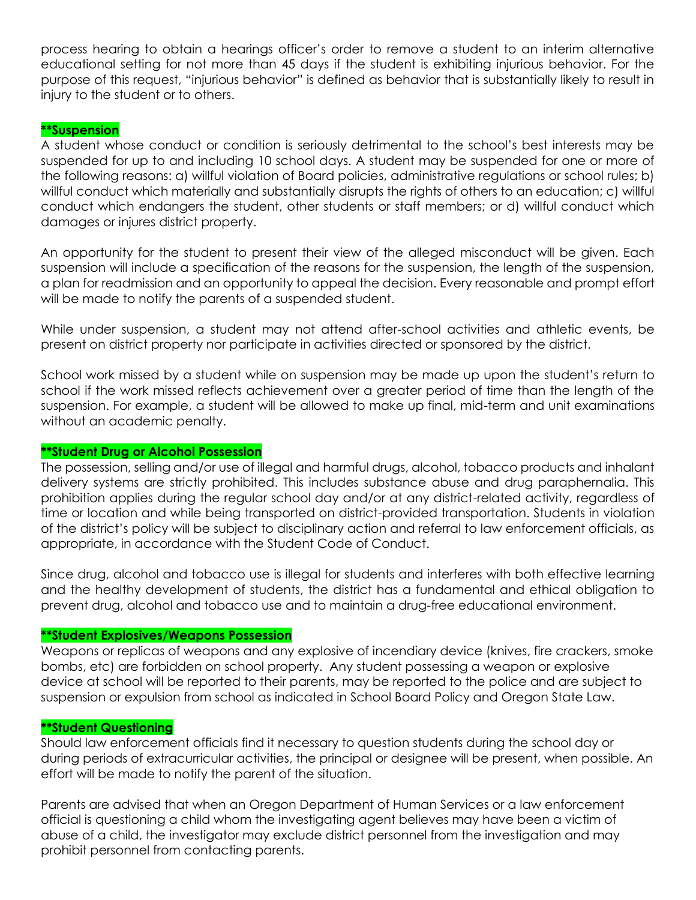process hearing to obtain a hearings officer's order to remove a student to an interim alternative educational setting for not more than 45 days if the student is exhibiting injurious behavior. For the purpose of this request, "injurious behavior" is defined as behavior that is substantially likely to result in injury to the student or to others.

**\*\*Suspension**

A student whose conduct or condition is seriously detrimental to the school's best interests may be suspended for up to and including 10 school days. A student may be suspended for one or more of the following reasons: a) willful violation of Board policies, administrative regulations or school rules; b) willful conduct which materially and substantially disrupts the rights of others to an education; c) willful conduct which endangers the student, other students or staff members; or d) willful conduct which damages or injures district property.

An opportunity for the student to present their view of the alleged misconduct will be given. Each suspension will include a specification of the reasons for the suspension, the length of the suspension, a plan for readmission and an opportunity to appeal the decision. Every reasonable and prompt effort will be made to notify the parents of a suspended student.

While under suspension, a student may not attend after-school activities and athletic events, be present on district property nor participate in activities directed or sponsored by the district.

School work missed by a student while on suspension may be made up upon the student's return to school if the work missed reflects achievement over a greater period of time than the length of the suspension. For example, a student will be allowed to make up final, mid-term and unit examinations without an academic penalty.

**\*\*Student Drug or Alcohol Possession**

The possession, selling and/or use of illegal and harmful drugs, alcohol, tobacco products and inhalant delivery systems are strictly prohibited. This includes substance abuse and drug paraphernalia. This prohibition applies during the regular school day and/or at any district-related activity, regardless of time or location and while being transported on district-provided transportation. Students in violation of the district's policy will be subject to disciplinary action and referral to law enforcement officials, as appropriate, in accordance with the Student Code of Conduct.

Since drug, alcohol and tobacco use is illegal for students and interferes with both effective learning and the healthy development of students, the district has a fundamental and ethical obligation to prevent drug, alcohol and tobacco use and to maintain a drug-free educational environment.

**\*\*Student Explosives/Weapons Possession**

Weapons or replicas of weapons and any explosive of incendiary device (knives, fire crackers, smoke bombs, etc) are forbidden on school property. Any student possessing a weapon or explosive device at school will be reported to their parents, may be reported to the police and are subject to suspension or expulsion from school as indicated in School Board Policy and Oregon State Law.

**\*\*Student Questioning**

Should law enforcement officials find it necessary to question students during the school day or during periods of extracurricular activities, the principal or designee will be present, when possible. An effort will be made to notify the parent of the situation.

Parents are advised that when an Oregon Department of Human Services or a law enforcement official is questioning a child whom the investigating agent believes may have been a victim of abuse of a child, the investigator may exclude district personnel from the investigation and may prohibit personnel from contacting parents.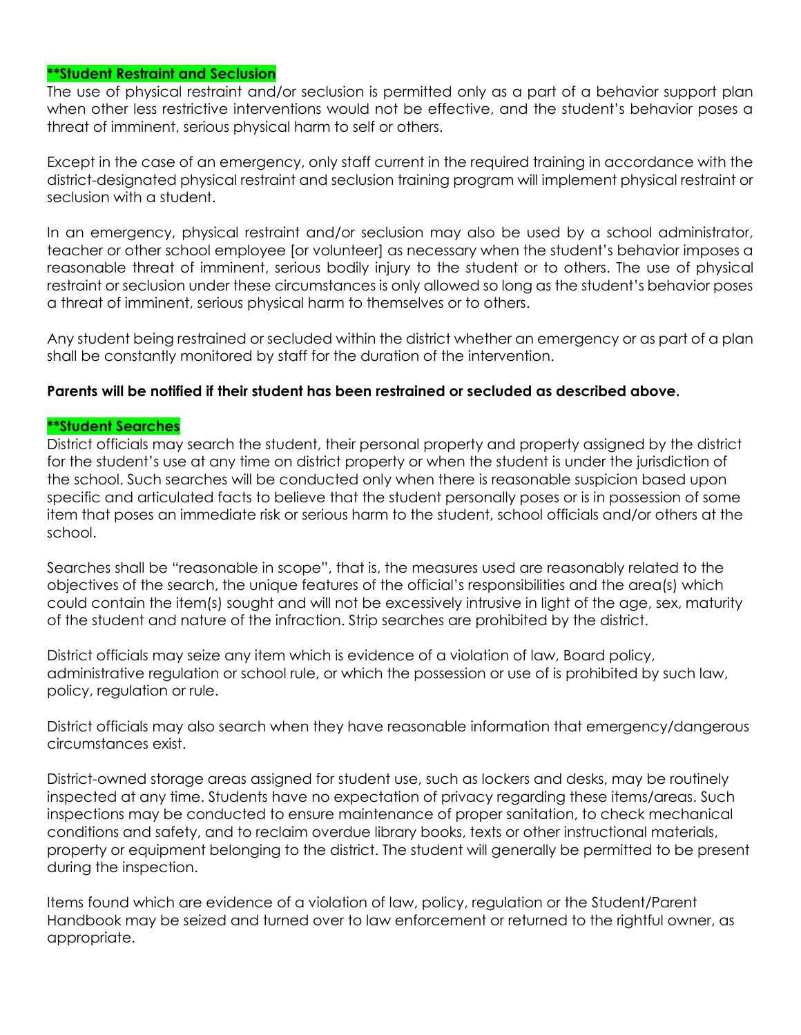**\*\*Student Restraint and Seclusion**

The use of physical restraint and/or seclusion is permitted only as a part of a behavior support plan when other less restrictive interventions would not be effective, and the student's behavior poses a threat of imminent, serious physical harm to self or others.

Except in the case of an emergency, only staff current in the required training in accordance with the district-designated physical restraint and seclusion training program will implement physical restraint or seclusion with a student.

In an emergency, physical restraint and/or seclusion may also be used by a school administrator, teacher or other school employee [or volunteer] as necessary when the student's behavior imposes a reasonable threat of imminent, serious bodily injury to the student or to others. The use of physical restraint or seclusion under these circumstances is only allowed so long as the student's behavior poses a threat of imminent, serious physical harm to themselves or to others.

Any student being restrained or secluded within the district whether an emergency or as part of a plan shall be constantly monitored by staff for the duration of the intervention.

**Parents will be notified if their student has been restrained or secluded as described above.**

**\*\*Student Searches**

District officials may search the student, their personal property and property assigned by the district for the student's use at any time on district property or when the student is under the jurisdiction of the school. Such searches will be conducted only when there is reasonable suspicion based upon specific and articulated facts to believe that the student personally poses or is in possession of some item that poses an immediate risk or serious harm to the student, school officials and/or others at the school.

Searches shall be "reasonable in scope", that is, the measures used are reasonably related to the objectives of the search, the unique features of the official's responsibilities and the area(s) which could contain the item(s) sought and will not be excessively intrusive in light of the age, sex, maturity of the student and nature of the infraction. Strip searches are prohibited by the district.

District officials may seize any item which is evidence of a violation of law, Board policy, administrative regulation or school rule, or which the possession or use of is prohibited by such law, policy, regulation or rule.

District officials may also search when they have reasonable information that emergency/dangerous circumstances exist.

District-owned storage areas assigned for student use, such as lockers and desks, may be routinely inspected at any time. Students have no expectation of privacy regarding these items/areas. Such inspections may be conducted to ensure maintenance of proper sanitation, to check mechanical conditions and safety, and to reclaim overdue library books, texts or other instructional materials, property or equipment belonging to the district. The student will generally be permitted to be present during the inspection.

Items found which are evidence of a violation of law, policy, regulation or the Student/Parent Handbook may be seized and turned over to law enforcement or returned to the rightful owner, as appropriate.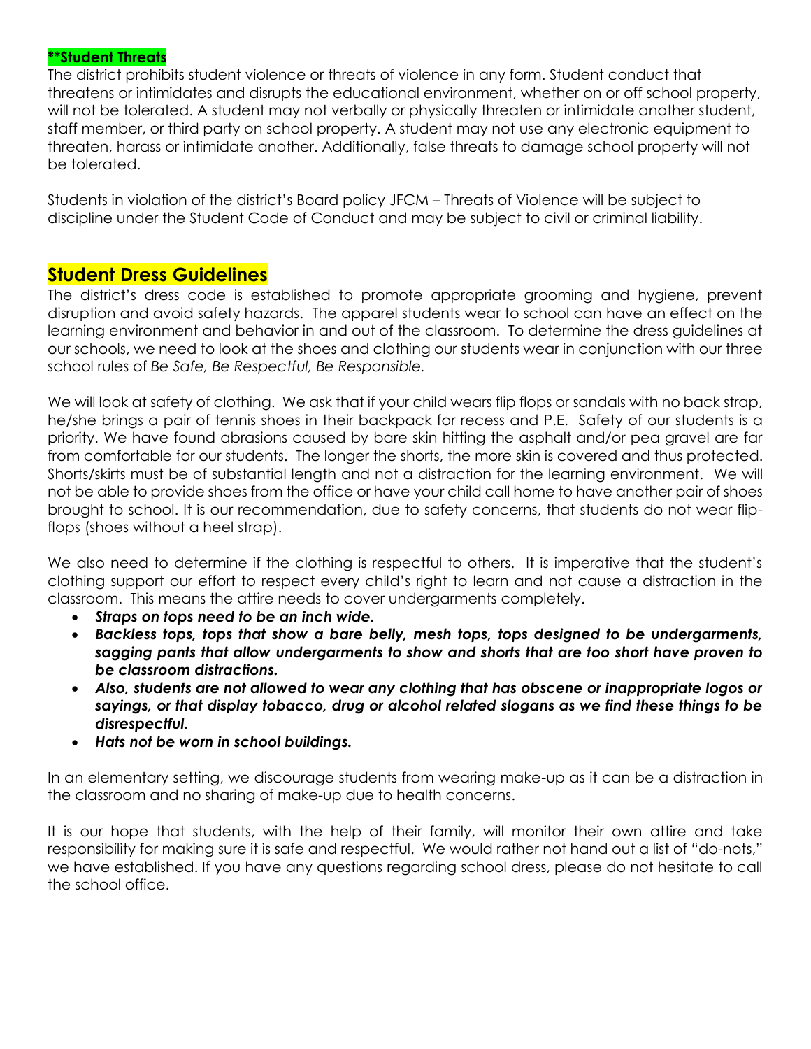### **Student Threats

The district prohibits student violence or threats of violence in any form. Student conduct that threatens or intimidates and disrupts the educational environment, whether on or off school property, will not be tolerated. A student may not verbally or physically threaten or intimidate another student, staff member, or third party on school property. A student may not use any electronic equipment to threaten, harass or intimidate another. Additionally, false threats to damage school property will not be tolerated.

Students in violation of the district's Board policy JFCM – Threats of Violence will be subject to discipline under the Student Code of Conduct and may be subject to civil or criminal liability.

## Student Dress Guidelines

The district's dress code is established to promote appropriate grooming and hygiene, prevent disruption and avoid safety hazards. The apparel students wear to school can have an effect on the learning environment and behavior in and out of the classroom. To determine the dress guidelines at our schools, we need to look at the shoes and clothing our students wear in conjunction with our three school rules of *Be Safe, Be Respectful, Be Responsible.*

We will look at safety of clothing. We ask that if your child wears flip flops or sandals with no back strap, he/she brings a pair of tennis shoes in their backpack for recess and P.E. Safety of our students is a priority. We have found abrasions caused by bare skin hitting the asphalt and/or pea gravel are far from comfortable for our students. The longer the shorts, the more skin is covered and thus protected. Shorts/skirts must be of substantial length and not a distraction for the learning environment. We will not be able to provide shoes from the office or have your child call home to have another pair of shoes brought to school. It is our recommendation, due to safety concerns, that students do not wear flip-flops (shoes without a heel strap).

We also need to determine if the clothing is respectful to others. It is imperative that the student's clothing support our effort to respect every child's right to learn and not cause a distraction in the classroom. This means the attire needs to cover undergarments completely.

- ***Straps on tops need to be an inch wide.***
- ***Backless tops, tops that show a bare belly, mesh tops, tops designed to be undergarments, sagging pants that allow undergarments to show and shorts that are too short have proven to be classroom distractions.***
- ***Also, students are not allowed to wear any clothing that has obscene or inappropriate logos or sayings, or that display tobacco, drug or alcohol related slogans as we find these things to be disrespectful.***
- ***Hats not be worn in school buildings.***

In an elementary setting, we discourage students from wearing make-up as it can be a distraction in the classroom and no sharing of make-up due to health concerns.

It is our hope that students, with the help of their family, will monitor their own attire and take responsibility for making sure it is safe and respectful. We would rather not hand out a list of "do-nots," we have established. If you have any questions regarding school dress, please do not hesitate to call the school office.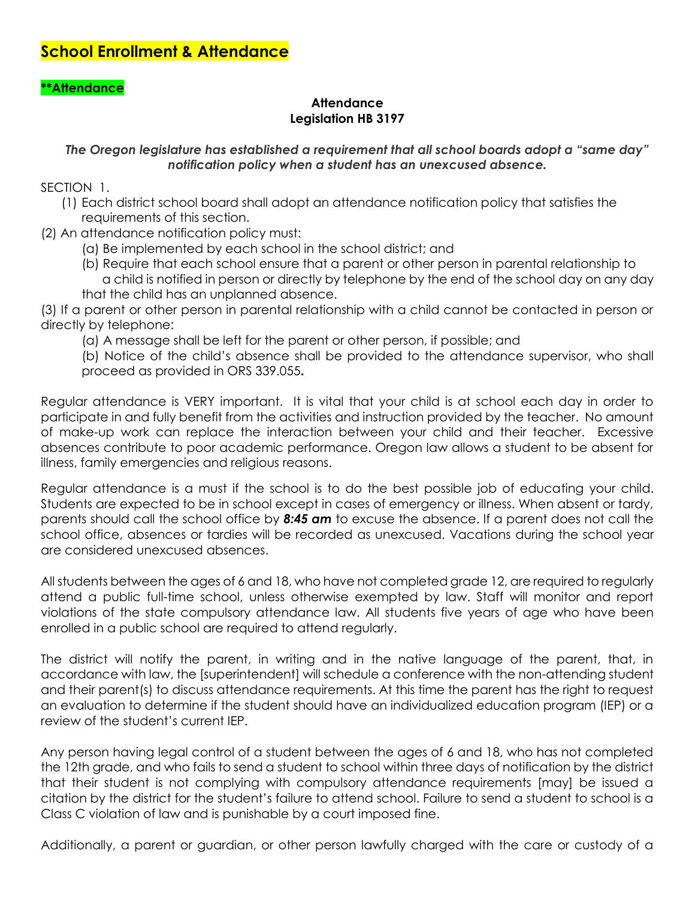# School Enrollment & Attendance

## **Attendance

**Attendance**
**Legislation HB 3197**

***The Oregon legislature has established a requirement that all school boards adopt a "same day" notification policy when a student has an unexcused absence.***

SECTION 1.

(1) Each district school board shall adopt an attendance notification policy that satisfies the requirements of this section.

(2) An attendance notification policy must:

(a) Be implemented by each school in the school district; and

(b) Require that each school ensure that a parent or other person in parental relationship to a child is notified in person or directly by telephone by the end of the school day on any day that the child has an unplanned absence.

(3) If a parent or other person in parental relationship with a child cannot be contacted in person or directly by telephone:

(a) A message shall be left for the parent or other person, if possible; and

(b) Notice of the child's absence shall be provided to the attendance supervisor, who shall proceed as provided in ORS 339.055**.**

Regular attendance is VERY important. It is vital that your child is at school each day in order to participate in and fully benefit from the activities and instruction provided by the teacher. No amount of make-up work can replace the interaction between your child and their teacher. Excessive absences contribute to poor academic performance. Oregon law allows a student to be absent for illness, family emergencies and religious reasons.

Regular attendance is a must if the school is to do the best possible job of educating your child. Students are expected to be in school except in cases of emergency or illness. When absent or tardy, parents should call the school office by ***8:45 am*** to excuse the absence. If a parent does not call the school office, absences or tardies will be recorded as unexcused. Vacations during the school year are considered unexcused absences.

All students between the ages of 6 and 18, who have not completed grade 12, are required to regularly attend a public full-time school, unless otherwise exempted by law. Staff will monitor and report violations of the state compulsory attendance law. All students five years of age who have been enrolled in a public school are required to attend regularly.

The district will notify the parent, in writing and in the native language of the parent, that, in accordance with law, the [superintendent] will schedule a conference with the non-attending student and their parent(s) to discuss attendance requirements. At this time the parent has the right to request an evaluation to determine if the student should have an individualized education program (IEP) or a review of the student's current IEP.

Any person having legal control of a student between the ages of 6 and 18, who has not completed the 12th grade, and who fails to send a student to school within three days of notification by the district that their student is not complying with compulsory attendance requirements [may] be issued a citation by the district for the student's failure to attend school. Failure to send a student to school is a Class C violation of law and is punishable by a court imposed fine.

Additionally, a parent or guardian, or other person lawfully charged with the care or custody of a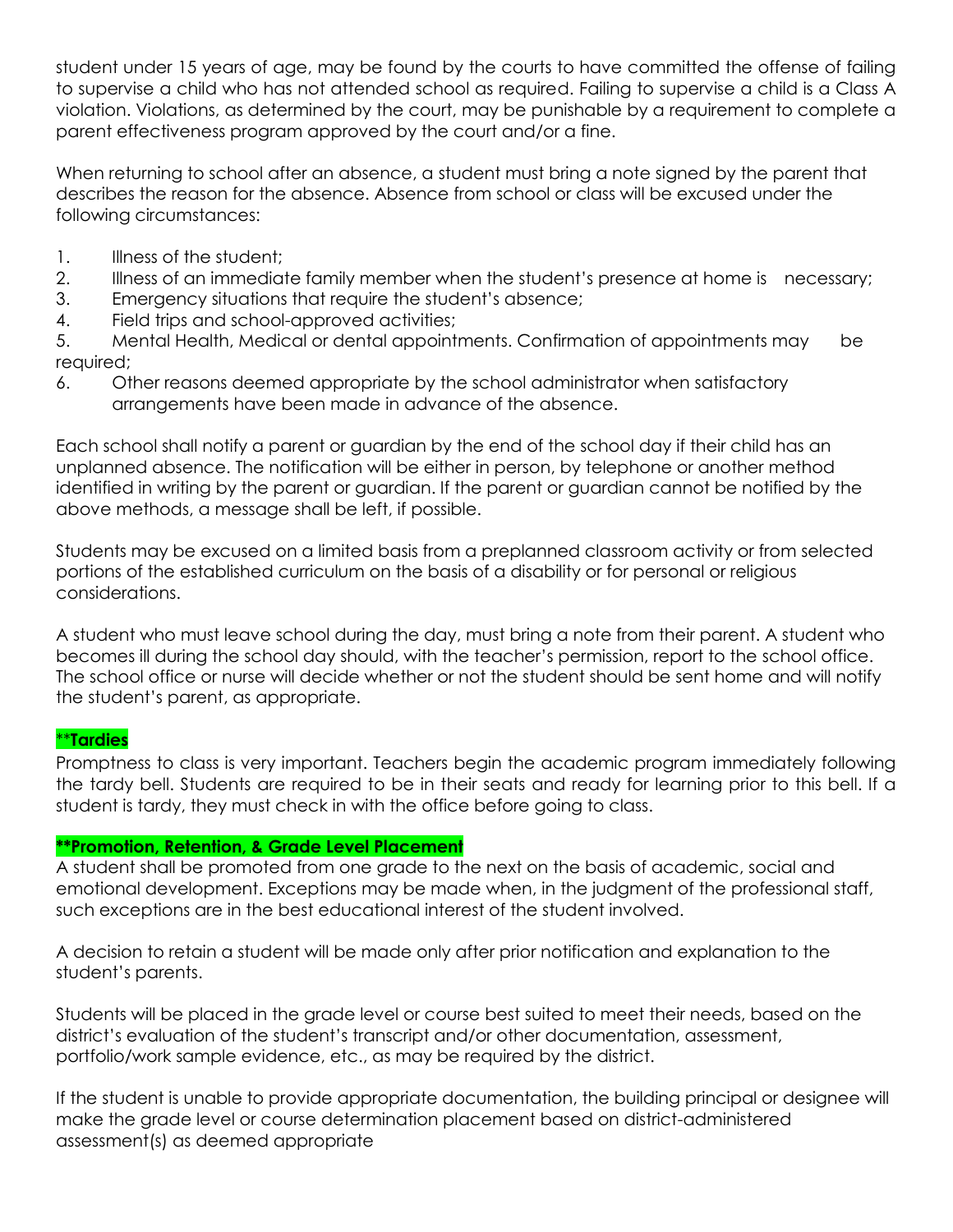student under 15 years of age, may be found by the courts to have committed the offense of failing to supervise a child who has not attended school as required. Failing to supervise a child is a Class A violation. Violations, as determined by the court, may be punishable by a requirement to complete a parent effectiveness program approved by the court and/or a fine.

When returning to school after an absence, a student must bring a note signed by the parent that describes the reason for the absence. Absence from school or class will be excused under the following circumstances:

1. Illness of the student;
2. Illness of an immediate family member when the student's presence at home is necessary;
3. Emergency situations that require the student's absence;
4. Field trips and school-approved activities;
5. Mental Health, Medical or dental appointments. Confirmation of appointments may be required;
6. Other reasons deemed appropriate by the school administrator when satisfactory arrangements have been made in advance of the absence.

Each school shall notify a parent or guardian by the end of the school day if their child has an unplanned absence. The notification will be either in person, by telephone or another method identified in writing by the parent or guardian. If the parent or guardian cannot be notified by the above methods, a message shall be left, if possible.

Students may be excused on a limited basis from a preplanned classroom activity or from selected portions of the established curriculum on the basis of a disability or for personal or religious considerations.

A student who must leave school during the day, must bring a note from their parent. A student who becomes ill during the school day should, with the teacher's permission, report to the school office. The school office or nurse will decide whether or not the student should be sent home and will notify the student's parent, as appropriate.

**\*\*Tardies**

Promptness to class is very important. Teachers begin the academic program immediately following the tardy bell. Students are required to be in their seats and ready for learning prior to this bell. If a student is tardy, they must check in with the office before going to class.

**\*\*Promotion, Retention, & Grade Level Placement**

A student shall be promoted from one grade to the next on the basis of academic, social and emotional development. Exceptions may be made when, in the judgment of the professional staff, such exceptions are in the best educational interest of the student involved.

A decision to retain a student will be made only after prior notification and explanation to the student's parents.

Students will be placed in the grade level or course best suited to meet their needs, based on the district's evaluation of the student's transcript and/or other documentation, assessment, portfolio/work sample evidence, etc., as may be required by the district.

If the student is unable to provide appropriate documentation, the building principal or designee will make the grade level or course determination placement based on district-administered assessment(s) as deemed appropriate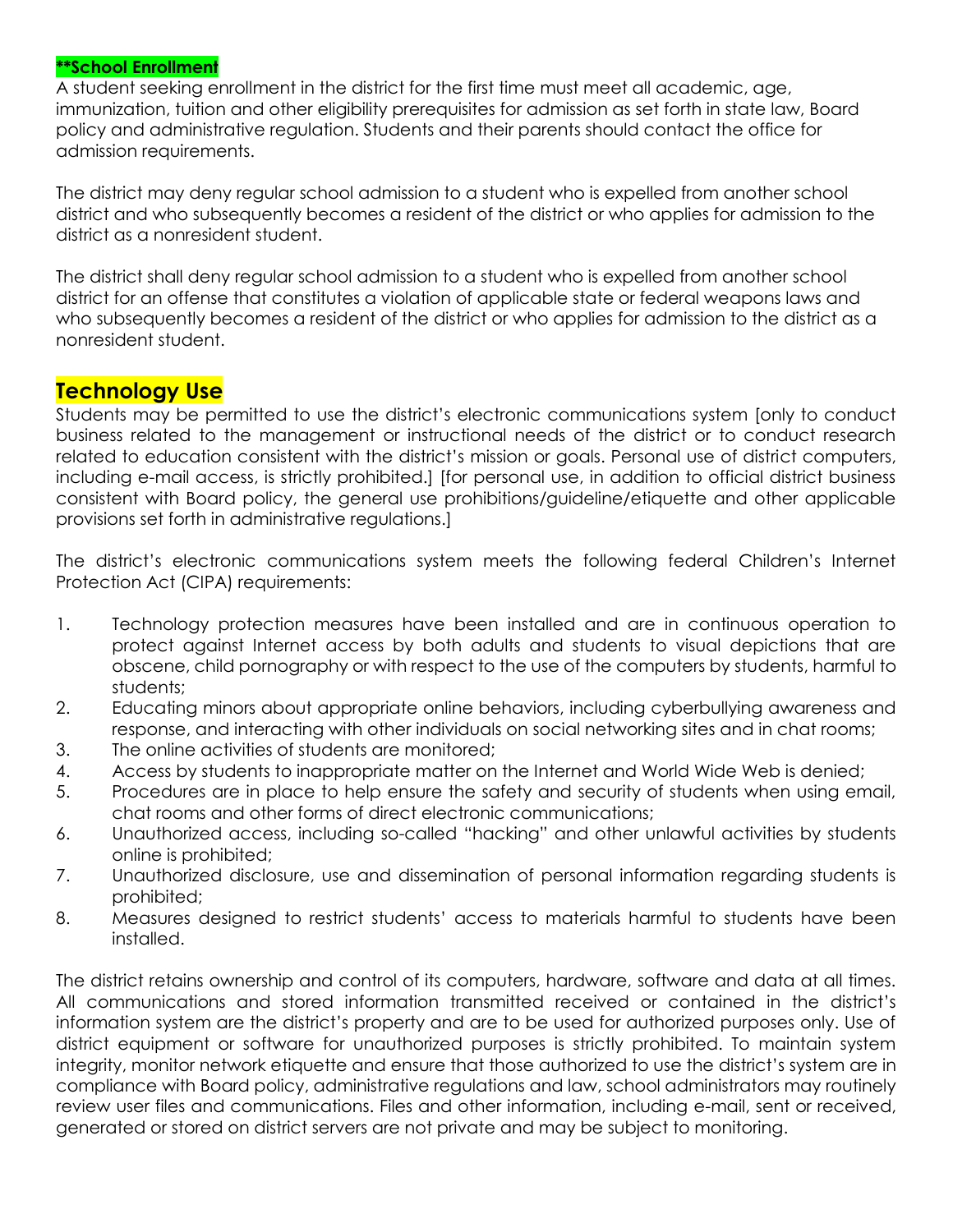## **School Enrollment

A student seeking enrollment in the district for the first time must meet all academic, age, immunization, tuition and other eligibility prerequisites for admission as set forth in state law, Board policy and administrative regulation. Students and their parents should contact the office for admission requirements.

The district may deny regular school admission to a student who is expelled from another school district and who subsequently becomes a resident of the district or who applies for admission to the district as a nonresident student.

The district shall deny regular school admission to a student who is expelled from another school district for an offense that constitutes a violation of applicable state or federal weapons laws and who subsequently becomes a resident of the district or who applies for admission to the district as a nonresident student.

## Technology Use

Students may be permitted to use the district's electronic communications system [only to conduct business related to the management or instructional needs of the district or to conduct research related to education consistent with the district's mission or goals. Personal use of district computers, including e-mail access, is strictly prohibited.] [for personal use, in addition to official district business consistent with Board policy, the general use prohibitions/guideline/etiquette and other applicable provisions set forth in administrative regulations.]

The district's electronic communications system meets the following federal Children's Internet Protection Act (CIPA) requirements:

1. Technology protection measures have been installed and are in continuous operation to protect against Internet access by both adults and students to visual depictions that are obscene, child pornography or with respect to the use of the computers by students, harmful to students;
2. Educating minors about appropriate online behaviors, including cyberbullying awareness and response, and interacting with other individuals on social networking sites and in chat rooms;
3. The online activities of students are monitored;
4. Access by students to inappropriate matter on the Internet and World Wide Web is denied;
5. Procedures are in place to help ensure the safety and security of students when using email, chat rooms and other forms of direct electronic communications;
6. Unauthorized access, including so-called "hacking" and other unlawful activities by students online is prohibited;
7. Unauthorized disclosure, use and dissemination of personal information regarding students is prohibited;
8. Measures designed to restrict students' access to materials harmful to students have been installed.

The district retains ownership and control of its computers, hardware, software and data at all times. All communications and stored information transmitted received or contained in the district's information system are the district's property and are to be used for authorized purposes only. Use of district equipment or software for unauthorized purposes is strictly prohibited. To maintain system integrity, monitor network etiquette and ensure that those authorized to use the district's system are in compliance with Board policy, administrative regulations and law, school administrators may routinely review user files and communications. Files and other information, including e-mail, sent or received, generated or stored on district servers are not private and may be subject to monitoring.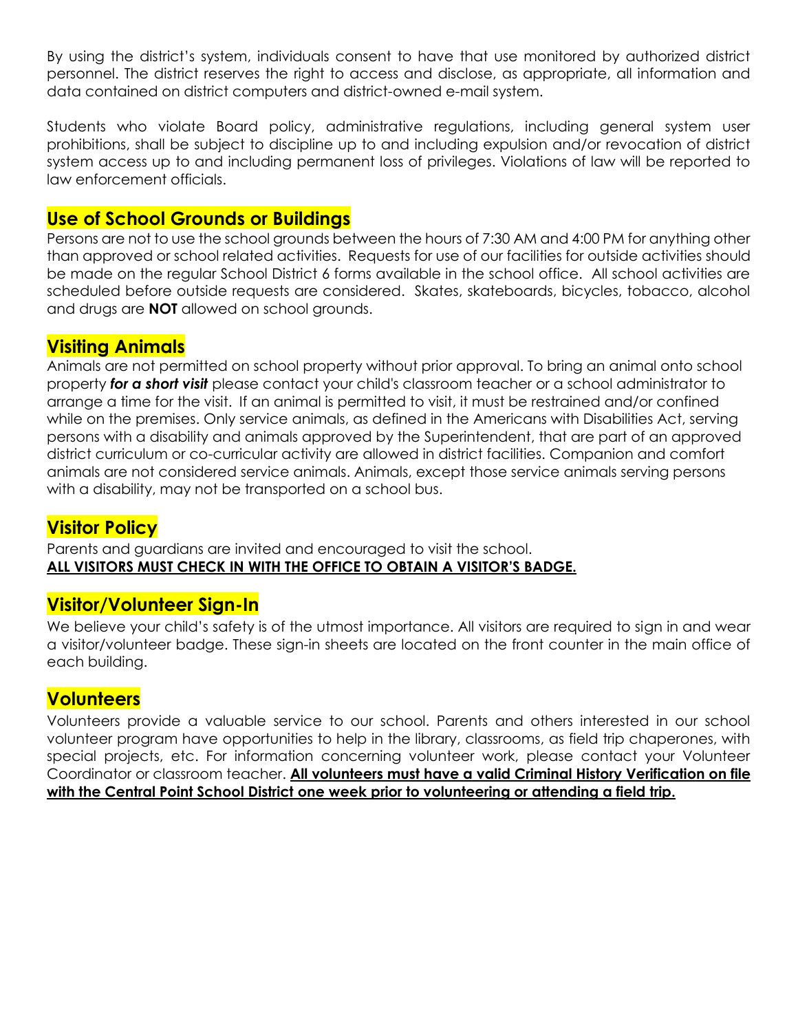By using the district's system, individuals consent to have that use monitored by authorized district personnel. The district reserves the right to access and disclose, as appropriate, all information and data contained on district computers and district-owned e-mail system.

Students who violate Board policy, administrative regulations, including general system user prohibitions, shall be subject to discipline up to and including expulsion and/or revocation of district system access up to and including permanent loss of privileges. Violations of law will be reported to law enforcement officials.

## Use of School Grounds or Buildings

Persons are not to use the school grounds between the hours of 7:30 AM and 4:00 PM for anything other than approved or school related activities. Requests for use of our facilities for outside activities should be made on the regular School District 6 forms available in the school office. All school activities are scheduled before outside requests are considered. Skates, skateboards, bicycles, tobacco, alcohol and drugs are **NOT** allowed on school grounds.

## Visiting Animals

Animals are not permitted on school property without prior approval. To bring an animal onto school property ***for a short visit*** please contact your child's classroom teacher or a school administrator to arrange a time for the visit. If an animal is permitted to visit, it must be restrained and/or confined while on the premises. Only service animals, as defined in the Americans with Disabilities Act, serving persons with a disability and animals approved by the Superintendent, that are part of an approved district curriculum or co-curricular activity are allowed in district facilities. Companion and comfort animals are not considered service animals. Animals, except those service animals serving persons with a disability, may not be transported on a school bus.

## Visitor Policy

Parents and guardians are invited and encouraged to visit the school.
**ALL VISITORS MUST CHECK IN WITH THE OFFICE TO OBTAIN A VISITOR'S BADGE.**

## Visitor/Volunteer Sign-In

We believe your child's safety is of the utmost importance. All visitors are required to sign in and wear a visitor/volunteer badge. These sign-in sheets are located on the front counter in the main office of each building.

## Volunteers

Volunteers provide a valuable service to our school. Parents and others interested in our school volunteer program have opportunities to help in the library, classrooms, as field trip chaperones, with special projects, etc. For information concerning volunteer work, please contact your Volunteer Coordinator or classroom teacher. **All volunteers must have a valid Criminal History Verification on file with the Central Point School District one week prior to volunteering or attending a field trip.**